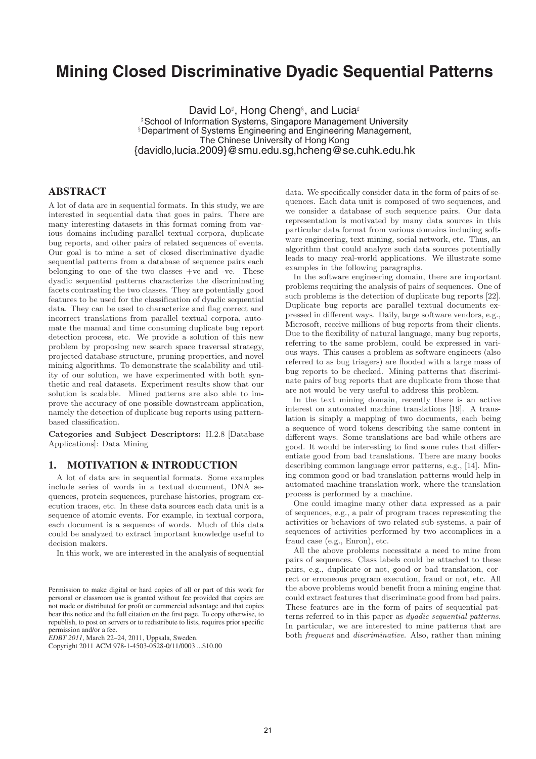# Mining Closed Discriminative Dyadic Sequential Patterns

David Lo[♯], Hong Cheng[§], and Lucia[♯]

[♯]School of Information Systems, Singapore Management University

[§]Department of Systems Engineering and Engineering Management, The Chinese University of Hong Kong

{davidlo,lucia.2009}@smu.edu.sg,hcheng@se.cuhk.edu.hk

## ABSTRACT

A lot of data are in sequential formats. In this study, we are interested in sequential data that goes in pairs. There are many interesting datasets in this format coming from various domains including parallel textual corpora, duplicate bug reports, and other pairs of related sequences of events. Our goal is to mine a set of closed discriminative dyadic sequential patterns from a database of sequence pairs each belonging to one of the two classes +ve and -ve. These dyadic sequential patterns characterize the discriminating facets contrasting the two classes. They are potentially good features to be used for the classification of dyadic sequential data. They can be used to characterize and flag correct and incorrect translations from parallel textual corpora, automate the manual and time consuming duplicate bug report detection process, etc. We provide a solution of this new problem by proposing new search space traversal strategy, projected database structure, pruning properties, and novel mining algorithms. To demonstrate the scalability and utility of our solution, we have experimented with both synthetic and real datasets. Experiment results show that our solution is scalable. Mined patterns are also able to improve the accuracy of one possible downstream application, namely the detection of duplicate bug reports using pattern-based classification.

**Categories and Subject Descriptors:** H.2.8 [Database Applications]: Data Mining

## 1. MOTIVATION & INTRODUCTION

A lot of data are in sequential formats. Some examples include series of words in a textual document, DNA sequences, protein sequences, purchase histories, program execution traces, etc. In these data sources each data unit is a sequence of atomic events. For example, in textual corpora, each document is a sequence of words. Much of this data could be analyzed to extract important knowledge useful to decision makers.

In this work, we are interested in the analysis of sequential data. We specifically consider data in the form of pairs of sequences. Each data unit is composed of two sequences, and we consider a database of such sequence pairs. Our data representation is motivated by many data sources in this particular data format from various domains including software engineering, text mining, social network, etc. Thus, an algorithm that could analyze such data sources potentially leads to many real-world applications. We illustrate some examples in the following paragraphs.

In the software engineering domain, there are important problems requiring the analysis of pairs of sequences. One of such problems is the detection of duplicate bug reports [22]. Duplicate bug reports are parallel textual documents expressed in different ways. Daily, large software vendors, e.g., Microsoft, receive millions of bug reports from their clients. Due to the flexibility of natural language, many bug reports, referring to the same problem, could be expressed in various ways. This causes a problem as software engineers (also referred to as bug triagers) are flooded with a large mass of bug reports to be checked. Mining patterns that discriminate pairs of bug reports that are duplicate from those that are not would be very useful to address this problem.

In the text mining domain, recently there is an active interest on automated machine translations [19]. A translation is simply a mapping of two documents, each being a sequence of word tokens describing the same content in different ways. Some translations are bad while others are good. It would be interesting to find some rules that differentiate good from bad translations. There are many books describing common language error patterns, e.g., [14]. Mining common good or bad translation patterns would help in automated machine translation work, where the translation process is performed by a machine.

One could imagine many other data expressed as a pair of sequences, e.g., a pair of program traces representing the activities or behaviors of two related sub-systems, a pair of sequences of activities performed by two accomplices in a fraud case (e.g., Enron), etc.

All the above problems necessitate a need to mine from pairs of sequences. Class labels could be attached to these pairs, e.g., duplicate or not, good or bad translation, correct or erroneous program execution, fraud or not, etc. All the above problems would benefit from a mining engine that could extract features that discriminate good from bad pairs. These features are in the form of pairs of sequential patterns referred to in this paper as *dyadic sequential patterns*. In particular, we are interested to mine patterns that are both *frequent* and *discriminative*. Also, rather than mining

Permission to make digital or hard copies of all or part of this work for personal or classroom use is granted without fee provided that copies are not made or distributed for profit or commercial advantage and that copies bear this notice and the full citation on the first page. To copy otherwise, to republish, to post on servers or to redistribute to lists, requires prior specific permission and/or a fee.

*EDBT 2011*, March 22–24, 2011, Uppsala, Sweden.

Copyright 2011 ACM 978-1-4503-0528-0/11/0003 ...$10.00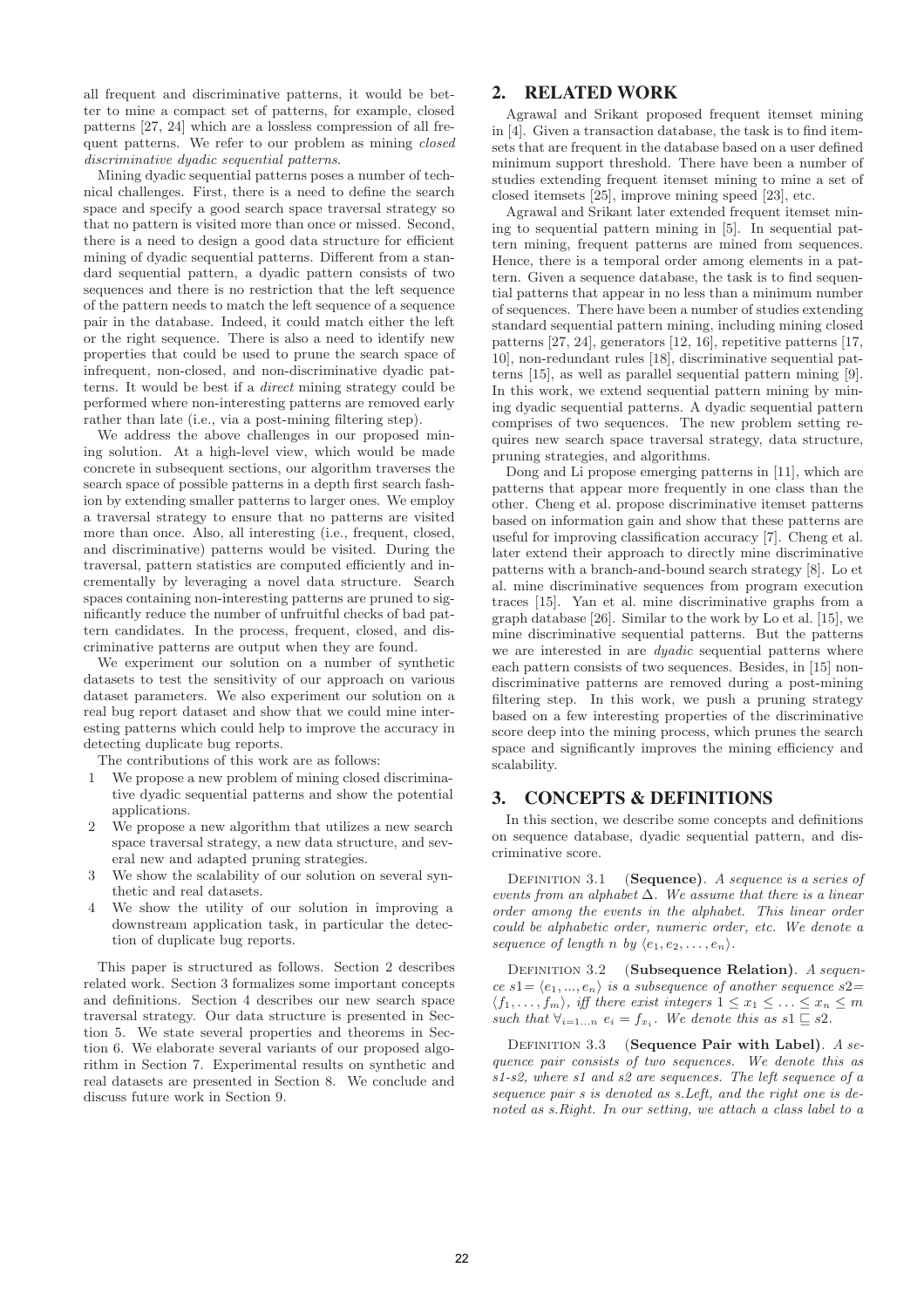all frequent and discriminative patterns, it would be better to mine a compact set of patterns, for example, closed patterns [27, 24] which are a lossless compression of all frequent patterns. We refer to our problem as mining *closed discriminative dyadic sequential patterns*.

Mining dyadic sequential patterns poses a number of technical challenges. First, there is a need to define the search space and specify a good search space traversal strategy so that no pattern is visited more than once or missed. Second, there is a need to design a good data structure for efficient mining of dyadic sequential patterns. Different from a standard sequential pattern, a dyadic pattern consists of two sequences and there is no restriction that the left sequence of the pattern needs to match the left sequence of a sequence pair in the database. Indeed, it could match either the left or the right sequence. There is also a need to identify new properties that could be used to prune the search space of infrequent, non-closed, and non-discriminative dyadic patterns. It would be best if a *direct* mining strategy could be performed where non-interesting patterns are removed early rather than late (i.e., via a post-mining filtering step).

We address the above challenges in our proposed mining solution. At a high-level view, which would be made concrete in subsequent sections, our algorithm traverses the search space of possible patterns in a depth first search fashion by extending smaller patterns to larger ones. We employ a traversal strategy to ensure that no patterns are visited more than once. Also, all interesting (i.e., frequent, closed, and discriminative) patterns would be visited. During the traversal, pattern statistics are computed efficiently and incrementally by leveraging a novel data structure. Search spaces containing non-interesting patterns are pruned to significantly reduce the number of unfruitful checks of bad pattern candidates. In the process, frequent, closed, and discriminative patterns are output when they are found.

We experiment our solution on a number of synthetic datasets to test the sensitivity of our approach on various dataset parameters. We also experiment our solution on a real bug report dataset and show that we could mine interesting patterns which could help to improve the accuracy in detecting duplicate bug reports.

The contributions of this work are as follows:

1. We propose a new problem of mining closed discriminative dyadic sequential patterns and show the potential applications.
2. We propose a new algorithm that utilizes a new search space traversal strategy, a new data structure, and several new and adapted pruning strategies.
3. We show the scalability of our solution on several synthetic and real datasets.
4. We show the utility of our solution in improving a downstream application task, in particular the detection of duplicate bug reports.

This paper is structured as follows. Section 2 describes related work. Section 3 formalizes some important concepts and definitions. Section 4 describes our new search space traversal strategy. Our data structure is presented in Section 5. We state several properties and theorems in Section 6. We elaborate several variants of our proposed algorithm in Section 7. Experimental results on synthetic and real datasets are presented in Section 8. We conclude and discuss future work in Section 9.

## 2. RELATED WORK

Agrawal and Srikant proposed frequent itemset mining in [4]. Given a transaction database, the task is to find itemsets that are frequent in the database based on a user defined minimum support threshold. There have been a number of studies extending frequent itemset mining to mine a set of closed itemsets [25], improve mining speed [23], etc.

Agrawal and Srikant later extended frequent itemset mining to sequential pattern mining in [5]. In sequential pattern mining, frequent patterns are mined from sequences. Hence, there is a temporal order among elements in a pattern. Given a sequence database, the task is to find sequential patterns that appear in no less than a minimum number of sequences. There have been a number of studies extending standard sequential pattern mining, including mining closed patterns [27, 24], generators [12, 16], repetitive patterns [17, 10], non-redundant rules [18], discriminative sequential patterns [15], as well as parallel sequential pattern mining [9]. In this work, we extend sequential pattern mining by mining dyadic sequential patterns. A dyadic sequential pattern comprises of two sequences. The new problem setting requires new search space traversal strategy, data structure, pruning strategies, and algorithms.

Dong and Li propose emerging patterns in [11], which are patterns that appear more frequently in one class than the other. Cheng et al. propose discriminative itemset patterns based on information gain and show that these patterns are useful for improving classification accuracy [7]. Cheng et al. later extend their approach to directly mine discriminative patterns with a branch-and-bound search strategy [8]. Lo et al. mine discriminative sequences from program execution traces [15]. Yan et al. mine discriminative graphs from a graph database [26]. Similar to the work by Lo et al. [15], we mine discriminative sequential patterns. But the patterns we are interested in are *dyadic* sequential patterns where each pattern consists of two sequences. Besides, in [15] non-discriminative patterns are removed during a post-mining filtering step. In this work, we push a pruning strategy based on a few interesting properties of the discriminative score deep into the mining process, which prunes the search space and significantly improves the mining efficiency and scalability.

## 3. CONCEPTS & DEFINITIONS

In this section, we describe some concepts and definitions on sequence database, dyadic sequential pattern, and discriminative score.

Definition 3.1 (**Sequence**). *A sequence is a series of events from an alphabet $\Delta$. We assume that there is a linear order among the events in the alphabet. This linear order could be alphabetic order, numeric order, etc. We denote a sequence of length n by $\langle e_1, e_2, \ldots, e_n \rangle$.*

Definition 3.2 (**Subsequence Relation**). *A sequence $s1 = \langle e_1, ..., e_n \rangle$ is a subsequence of another sequence $s2 = \langle f_1, \ldots, f_m \rangle$, iff there exist integers $1 \leq x_1 \leq \ldots \leq x_n \leq m$ such that $\forall_{i=1 \ldots n}\ e_i = f_{x_i}$. We denote this as $s1 \sqsubseteq s2$.*

Definition 3.3 (**Sequence Pair with Label**). *A sequence pair consists of two sequences. We denote this as s1-s2, where s1 and s2 are sequences. The left sequence of a sequence pair s is denoted as s.Left, and the right one is denoted as s.Right. In our setting, we attach a class label to a*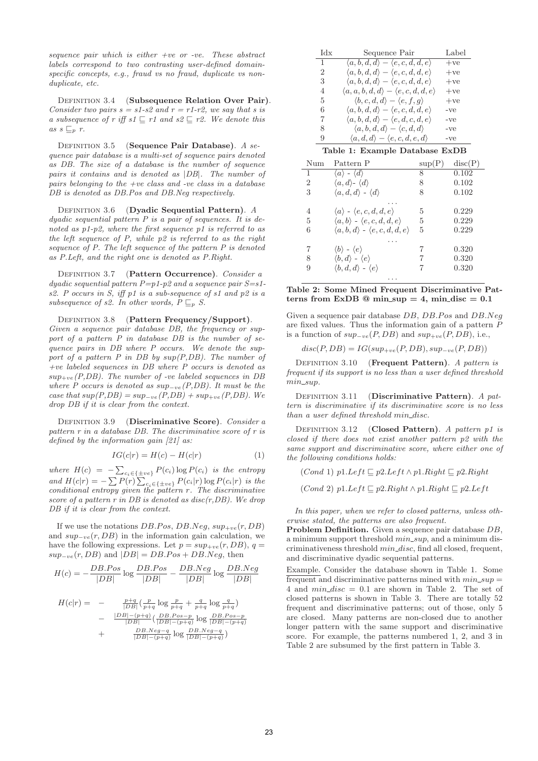*sequence pair which is either +ve or -ve. These abstract labels correspond to two contrasting user-defined domain-specific concepts, e.g., fraud vs no fraud, duplicate vs non-duplicate, etc.*

Definition 3.4 (**Subsequence Relation Over Pair**). *Consider two pairs s = s1-s2 and r = r1-r2, we say that s is a subsequence of r iff s1 $\sqsubseteq$ r1 and s2 $\sqsubseteq$ r2. We denote this as s $\sqsubseteq_p$ r.*

Definition 3.5 (**Sequence Pair Database**). *A sequence pair database is a multi-set of sequence pairs denoted as DB. The size of a database is the number of sequence pairs it contains and is denoted as |DB|. The number of pairs belonging to the +ve class and -ve class in a database DB is denoted as DB.Pos and DB.Neg respectively.*

Definition 3.6 (**Dyadic Sequential Pattern**). *A dyadic sequential pattern P is a pair of sequences. It is denoted as p1-p2, where the first sequence p1 is referred to as the left sequence of P, while p2 is referred to as the right sequence of P. The left sequence of the pattern P is denoted as P.Left, and the right one is denoted as P.Right.*

Definition 3.7 (**Pattern Occurrence**). *Consider a dyadic sequential pattern P=p1-p2 and a sequence pair S=s1-s2. P occurs in S, iff p1 is a sub-sequence of s1 and p2 is a subsequence of s2. In other words, P $\sqsubseteq_p$ S.*

Definition 3.8 (**Pattern Frequency/Support**). *Given a sequence pair database DB, the frequency or support of a pattern P in database DB is the number of sequence pairs in DB where P occurs. We denote the support of a pattern P in DB by sup(P,DB). The number of +ve labeled sequences in DB where P occurs is denoted as $sup_{+ve}$(P,DB). The number of -ve labeled sequences in DB where P occurs is denoted as $sup_{-ve}$(P,DB). It must be the case that sup(P,DB) = $sup_{-ve}$(P,DB) + $sup_{+ve}$(P,DB). We drop DB if it is clear from the context.*

Definition 3.9 (**Discriminative Score**). *Consider a pattern r in a database DB. The discriminative score of r is defined by the information gain [21] as:*

$$IG(c|r) = H(c) - H(c|r) \tag{1}$$

*where $H(c) = -\sum_{c_i \in \{\pm ve\}} P(c_i) \log P(c_i)$ is the entropy and $H(c|r) = -\sum P(r) \sum_{c_i \in \{\pm ve\}} P(c_i|r) \log P(c_i|r)$ is the conditional entropy given the pattern r. The discriminative score of a pattern r in DB is denoted as disc(r,DB). We drop DB if it is clear from the context.*

If we use the notations $DB.Pos$, $DB.Neg$, $sup_{+ve}(r, DB)$ and $sup_{-ve}(r, DB)$ in the information gain calculation, we have the following expressions. Let $p = sup_{+ve}(r, DB)$, $q = sup_{-ve}(r, DB)$ and $|DB| = DB.Pos + DB.Neg$, then

$$H(c) = -\frac{DB.Pos}{|DB|} \log \frac{DB.Pos}{|DB|} - \frac{DB.Neg}{|DB|} \log \frac{DB.Neg}{|DB|}$$

$$\begin{aligned} H(c|r) = \; & - \; \tfrac{p+q}{|DB|}\left(\tfrac{p}{p+q} \log \tfrac{p}{p+q} + \tfrac{q}{p+q} \log \tfrac{q}{p+q}\right) \\ & - \; \tfrac{|DB|-(p+q)}{|DB|}\left(\tfrac{DB.Pos-p}{|DB|-(p+q)} \log \tfrac{DB.Pos-p}{|DB|-(p+q)}\right. \\ & + \; \left.\tfrac{DB.Neg-q}{|DB|-(p+q)} \log \tfrac{DB.Neg-q}{|DB|-(p+q)}\right) \end{aligned}$$

| Idx | Sequence Pair | Label |
|---|---|---|
| 1 | $\langle a, b, d, d\rangle - \langle e, c, d, d, e\rangle$ | +ve |
| 2 | $\langle a, b, d, d\rangle - \langle e, c, d, d, e\rangle$ | +ve |
| 3 | $\langle a, b, d, d\rangle - \langle e, c, d, d, e\rangle$ | +ve |
| 4 | $\langle a, a, b, d, d\rangle - \langle e, c, d, d, e\rangle$ | +ve |
| 5 | $\langle b, c, d, d\rangle - \langle e, f, g\rangle$ | +ve |
| 6 | $\langle a, b, d, d\rangle - \langle e, c, d, d, e\rangle$ | -ve |
| 7 | $\langle a, b, d, d\rangle - \langle e, d, c, d, e\rangle$ | -ve |
| 8 | $\langle a, b, d, d\rangle - \langle c, d, d\rangle$ | -ve |
| 9 | $\langle a, d, d\rangle - \langle e, c, d, e, d\rangle$ | -ve |

**Table 1: Example Database ExDB**

| Num | Pattern P | sup(P) | disc(P) |
|---|---|---|---|
| 1 | $\langle a\rangle$ - $\langle d\rangle$ | 8 | 0.102 |
| 2 | $\langle a, d\rangle$- $\langle d\rangle$ | 8 | 0.102 |
| 3 | $\langle a, d, d\rangle$ - $\langle d\rangle$ | 8 | 0.102 |
| | ... | | |
| 4 | $\langle a\rangle$ - $\langle e, c, d, d, e\rangle$ | 5 | 0.229 |
| 5 | $\langle a, b\rangle$ - $\langle e, c, d, d, e\rangle$ | 5 | 0.229 |
| 6 | $\langle a, b, d\rangle$ - $\langle e, c, d, d, e\rangle$ | 5 | 0.229 |
| | ... | | |
| 7 | $\langle b\rangle$ - $\langle e\rangle$ | 7 | 0.320 |
| 8 | $\langle b, d\rangle$ - $\langle e\rangle$ | 7 | 0.320 |
| 9 | $\langle b, d, d\rangle$ - $\langle e\rangle$ | 7 | 0.320 |
| | ... | | |

**Table 2: Some Mined Frequent Discriminative Patterns from ExDB @ min_sup = 4, min_disc = 0.1**

Given a sequence pair database $DB$, $DB.Pos$ and $DB.Neg$ are fixed values. Thus the information gain of a pattern $P$ is a function of $sup_{-ve}(P, DB)$ and $sup_{+ve}(P, DB)$, i.e.,

$$disc(P, DB) = IG(sup_{+ve}(P, DB), sup_{-ve}(P, DB))$$

Definition 3.10 (**Frequent Pattern**). *A pattern is frequent if its support is no less than a user defined threshold min_sup.*

Definition 3.11 (**Discriminative Pattern**). *A pattern is discriminative if its discriminative score is no less than a user defined threshold min_disc.*

Definition 3.12 (**Closed Pattern**). *A pattern p1 is closed if there does not exist another pattern p2 with the same support and discriminative score, where either one of the following conditions holds:*

$$(Cond\ 1)\ p1.Left \sqsubseteq p2.Left \wedge p1.Right \sqsubseteq p2.Right$$

$$(Cond\ 2)\ p1.Left \sqsubseteq p2.Right \wedge p1.Right \sqsubseteq p2.Left$$

*In this paper, when we refer to closed patterns, unless otherwise stated, the patterns are also frequent.*

**Problem Definition.** Given a sequence pair database $DB$, a minimum support threshold $min\_sup$, and a minimum discriminativeness threshold $min\_disc$, find all closed, frequent, and discriminative dyadic sequential patterns.

Example. Consider the database shown in Table 1. Some frequent and discriminative patterns mined with $min\_sup$ = 4 and $min\_disc$ = 0.1 are shown in Table 2. The set of closed patterns is shown in Table 3. There are totally 52 frequent and discriminative patterns; out of those, only 5 are closed. Many patterns are non-closed due to another longer pattern with the same support and discriminative score. For example, the patterns numbered 1, 2, and 3 in Table 2 are subsumed by the first pattern in Table 3.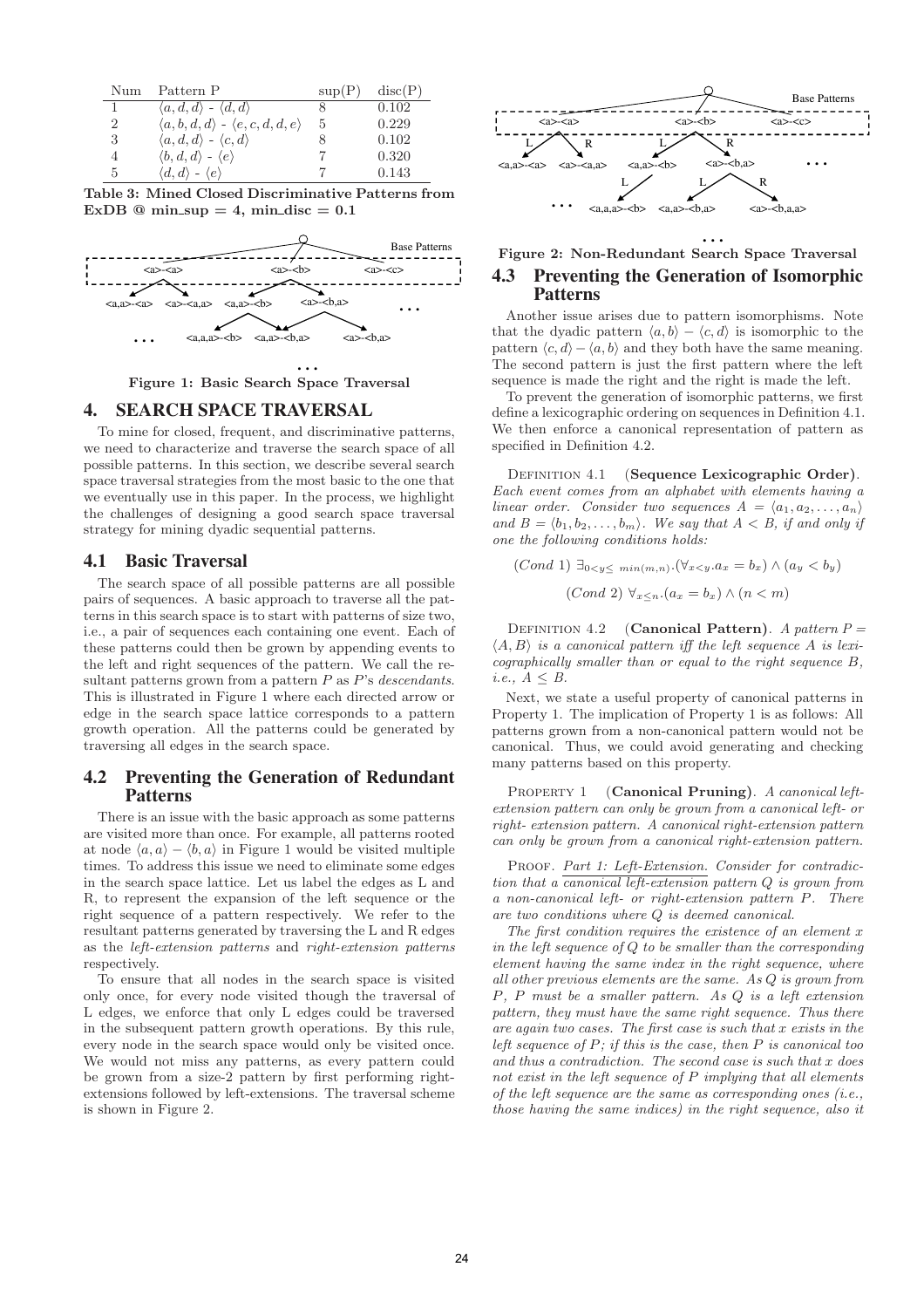| Num | Pattern P | sup(P) | disc(P) |
|---|---|---|---|
| 1 | $\langle a, d, d\rangle$ - $\langle d, d\rangle$ | 8 | 0.102 |
| 2 | $\langle a, b, d, d\rangle$ - $\langle e, c, d, d, e\rangle$ | 5 | 0.229 |
| 3 | $\langle a, d, d\rangle$ - $\langle c, d\rangle$ | 8 | 0.102 |
| 4 | $\langle b, d, d\rangle$ - $\langle e\rangle$ | 7 | 0.320 |
| 5 | $\langle d, d\rangle$ - $\langle e\rangle$ | 7 | 0.143 |

**Table 3: Mined Closed Discriminative Patterns from ExDB @ min_sup = 4, min_disc = 0.1**

Base Patterns
<a>-<a>
<a>-<b>
<a>-<c>
<a,a>-<a>
<a>-<a,a>
<a,a>-<b>
<a>-<b,a>
...
<a,a,a>-<b>
<a,a>-<b,a>
<a>-<b,a>
...

**Figure 1: Basic Search Space Traversal**

# 4. SEARCH SPACE TRAVERSAL

To mine for closed, frequent, and discriminative patterns, we need to characterize and traverse the search space of all possible patterns. In this section, we describe several search space traversal strategies from the most basic to the one that we eventually use in this paper. In the process, we highlight the challenges of designing a good search space traversal strategy for mining dyadic sequential patterns.

## 4.1 Basic Traversal

The search space of all possible patterns are all possible pairs of sequences. A basic approach to traverse all the patterns in this search space is to start with patterns of size two, i.e., a pair of sequences each containing one event. Each of these patterns could then be grown by appending events to the left and right sequences of the pattern. We call the resultant patterns grown from a pattern $P$ as $P$'s *descendants*. This is illustrated in Figure 1 where each directed arrow or edge in the search space lattice corresponds to a pattern growth operation. All the patterns could be generated by traversing all edges in the search space.

## 4.2 Preventing the Generation of Redundant Patterns

There is an issue with the basic approach as some patterns are visited more than once. For example, all patterns rooted at node $\langle a, a\rangle - \langle b, a\rangle$ in Figure 1 would be visited multiple times. To address this issue we need to eliminate some edges in the search space lattice. Let us label the edges as L and R, to represent the expansion of the left sequence or the right sequence of a pattern respectively. We refer to the resultant patterns generated by traversing the L and R edges as the *left-extension patterns* and *right-extension patterns* respectively.

To ensure that all nodes in the search space is visited only once, for every node visited though the traversal of L edges, we enforce that only L edges could be traversed in the subsequent pattern growth operations. By this rule, every node in the search space would only be visited once. We would not miss any patterns, as every pattern could be grown from a size-2 pattern by first performing right-extensions followed by left-extensions. The traversal scheme is shown in Figure 2.

Base Patterns
<a>-<a>
<a>-<b>
<a>-<c>
L
R
L
R
<a,a>-<a>
<a>-<a,a>
<a,a>-<b>
<a>-<b,a>
...
L
L
R
...
<a,a,a>-<b>
<a,a>-<b,a>
<a>-<b,a,a>
...

**Figure 2: Non-Redundant Search Space Traversal**

## 4.3 Preventing the Generation of Isomorphic Patterns

Another issue arises due to pattern isomorphisms. Note that the dyadic pattern $\langle a, b\rangle - \langle c, d\rangle$ is isomorphic to the pattern $\langle c, d\rangle - \langle a, b\rangle$ and they both have the same meaning. The second pattern is just the first pattern where the left sequence is made the right and the right is made the left.

To prevent the generation of isomorphic patterns, we first define a lexicographic ordering on sequences in Definition 4.1. We then enforce a canonical representation of pattern as specified in Definition 4.2.

Definition 4.1 (**Sequence Lexicographic Order**). *Each event comes from an alphabet with elements having a linear order. Consider two sequences $A = \langle a_1, a_2, \ldots, a_n\rangle$ and $B = \langle b_1, b_2, \ldots, b_m\rangle$. We say that $A < B$, if and only if one the following conditions holds:*

$$(Cond\ 1)\ \exists_{0<y\leq\ min(m,n)}.(\forall_{x<y}.a_x = b_x) \wedge (a_y < b_y)$$

$$(Cond\ 2)\ \forall_{x\leq n}.(a_x = b_x) \wedge (n < m)$$

Definition 4.2 (**Canonical Pattern**). *A pattern $P = \langle A, B\rangle$ is a canonical pattern iff the left sequence $A$ is lexicographically smaller than or equal to the right sequence $B$, i.e., $A \leq B$.*

Next, we state a useful property of canonical patterns in Property 1. The implication of Property 1 is as follows: All patterns grown from a non-canonical pattern would not be canonical. Thus, we could avoid generating and checking many patterns based on this property.

Property 1 (**Canonical Pruning**). *A canonical left-extension pattern can only be grown from a canonical left- or right- extension pattern. A canonical right-extension pattern can only be grown from a canonical right-extension pattern.*

Proof. *Part 1: Left-Extension. Consider for contradiction that a $\overline{\text{canonical left-extension}}$ pattern $Q$ is grown from a non-canonical left- or right-extension pattern $P$. There are two conditions where $Q$ is deemed canonical.*

*The first condition requires the existence of an element $x$ in the left sequence of $Q$ to be smaller than the corresponding element having the same index in the right sequence, where all other previous elements are the same. As $Q$ is grown from $P$, $P$ must be a smaller pattern. As $Q$ is a left extension pattern, they must have the same right sequence. Thus there are again two cases. The first case is such that $x$ exists in the left sequence of $P$; if this is the case, then $P$ is canonical too and thus a contradiction. The second case is such that $x$ does not exist in the left sequence of $P$ implying that all elements of the left sequence are the same as corresponding ones (i.e., those having the same indices) in the right sequence, also it*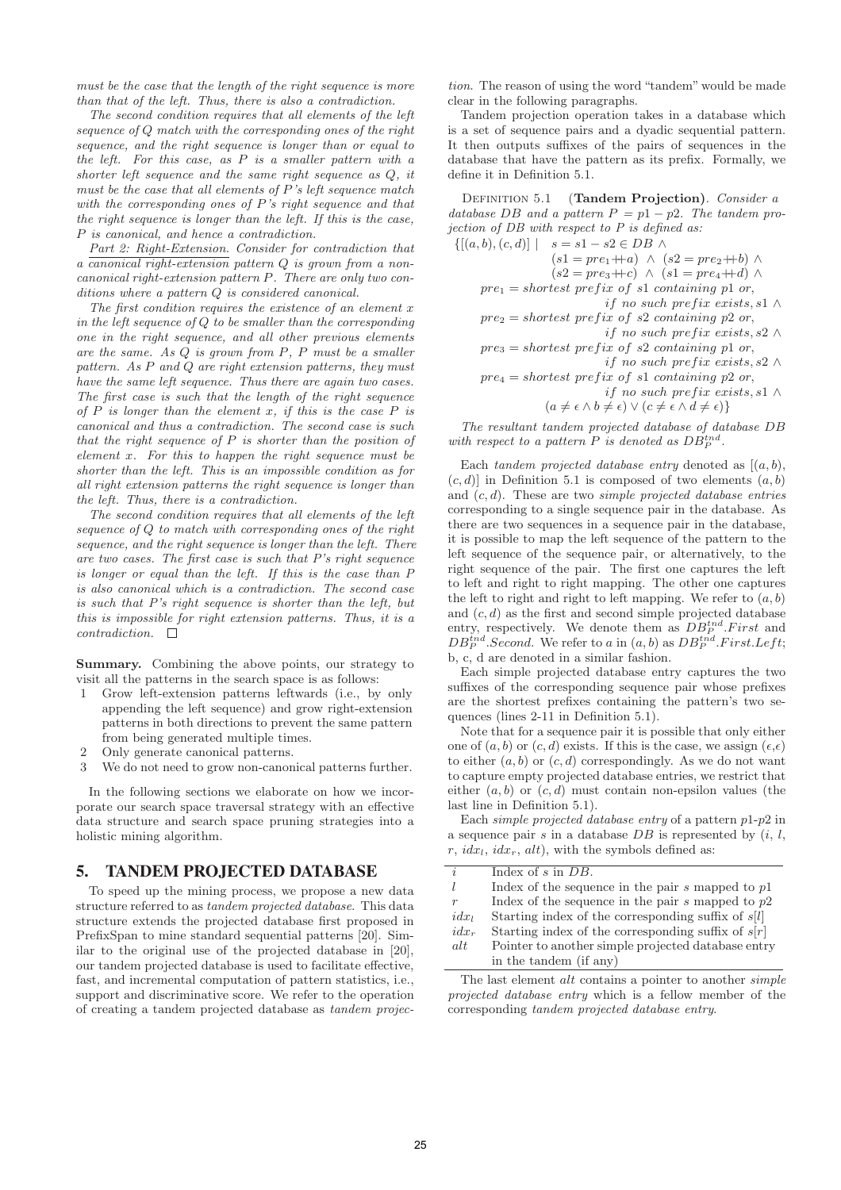*must be the case that the length of the right sequence is more than that of the left. Thus, there is also a contradiction.*

*The second condition requires that all elements of the left sequence of Q match with the corresponding ones of the right sequence, and the right sequence is longer than or equal to the left. For this case, as P is a smaller pattern with a shorter left sequence and the same right sequence as Q, it must be the case that all elements of P's left sequence match with the corresponding ones of P's right sequence and that the right sequence is longer than the left. If this is the case, P is canonical, and hence a contradiction.*

*Part 2: Right-Extension.* *Consider for contradiction that a canonical right-extension pattern Q is grown from a non-canonical right-extension pattern P. There are only two conditions where a pattern Q is considered canonical.*

*The first condition requires the existence of an element x in the left sequence of Q to be smaller than the corresponding one in the right sequence, and all other previous elements are the same. As Q is grown from P, P must be a smaller pattern. As P and Q are right extension patterns, they must have the same left sequence. Thus there are again two cases. The first case is such that the length of the right sequence of P is longer than the element x, if this is the case P is canonical and thus a contradiction. The second case is such that the right sequence of P is shorter than the position of element x. For this to happen the right sequence must be shorter than the left. This is an impossible condition as for all right extension patterns the right sequence is longer than the left. Thus, there is a contradiction.*

*The second condition requires that all elements of the left sequence of Q to match with corresponding ones of the right sequence, and the right sequence is longer than the left. There are two cases. The first case is such that P's right sequence is longer or equal than the left. If this is the case than P is also canonical which is a contradiction. The second case is such that P's right sequence is shorter than the left, but this is impossible for right extension patterns. Thus, it is a contradiction.* □

**Summary.** Combining the above points, our strategy to visit all the patterns in the search space is as follows:

1. Grow left-extension patterns leftwards (i.e., by only appending the left sequence) and grow right-extension patterns in both directions to prevent the same pattern from being generated multiple times.
2. Only generate canonical patterns.
3. We do not need to grow non-canonical patterns further.

In the following sections we elaborate on how we incorporate our search space traversal strategy with an effective data structure and search space pruning strategies into a holistic mining algorithm.

## 5. TANDEM PROJECTED DATABASE

To speed up the mining process, we propose a new data structure referred to as *tandem projected database*. This data structure extends the projected database first proposed in PrefixSpan to mine standard sequential patterns [20]. Similar to the original use of the projected database in [20], our tandem projected database is used to facilitate effective, fast, and incremental computation of pattern statistics, i.e., support and discriminative score. We refer to the operation of creating a tandem projected database as *tandem projection*. The reason of using the word "tandem" would be made clear in the following paragraphs.

Tandem projection operation takes in a database which is a set of sequence pairs and a dyadic sequential pattern. It then outputs suffixes of the pairs of sequences in the database that have the pattern as its prefix. Formally, we define it in Definition 5.1.

Definition 5.1 (**Tandem Projection**). *Consider a database DB and a pattern $P = p1 - p2$. The tandem projection of DB with respect to P is defined as:*

$$
\begin{aligned}
\{[(a,b),(c,d)] \mid\ & s = s1 - s2 \in DB\ \wedge \\
& (s1 = pre_1 +\!\!+ a)\ \wedge\ (s2 = pre_2 +\!\!+ b)\ \wedge \\
& (s2 = pre_3 +\!\!+ c)\ \wedge\ (s1 = pre_4 +\!\!+ d)\ \wedge \\
& pre_1 = shortest\ prefix\ of\ s1\ containing\ p1\ or, \\
& \qquad if\ no\ such\ prefix\ exists, s1\ \wedge \\
& pre_2 = shortest\ prefix\ of\ s2\ containing\ p2\ or, \\
& \qquad if\ no\ such\ prefix\ exists, s2\ \wedge \\
& pre_3 = shortest\ prefix\ of\ s2\ containing\ p1\ or, \\
& \qquad if\ no\ such\ prefix\ exists, s2\ \wedge \\
& pre_4 = shortest\ prefix\ of\ s1\ containing\ p2\ or, \\
& \qquad if\ no\ such\ prefix\ exists, s1\ \wedge \\
& (a \neq \epsilon \wedge b \neq \epsilon) \vee (c \neq \epsilon \wedge d \neq \epsilon)\}
\end{aligned}
$$

*The resultant tandem projected database of database DB with respect to a pattern P is denoted as $DB_P^{tnd}$.*

Each *tandem projected database entry* denoted as $[(a,b),(c,d)]$ in Definition 5.1 is composed of two elements $(a,b)$ and $(c,d)$. These are two *simple projected database entries* corresponding to a single sequence pair in the database. As there are two sequences in a sequence pair in the database, it is possible to map the left sequence of the pattern to the left sequence of the sequence pair, or alternatively, to the right sequence of the pair. The first one captures the left to left and right to right mapping. The other one captures the left to right and right to left mapping. We refer to $(a,b)$ and $(c,d)$ as the first and second simple projected database entry, respectively. We denote them as $DB_P^{tnd}.First$ and $DB_P^{tnd}.Second$. We refer to $a$ in $(a,b)$ as $DB_P^{tnd}.First.Left$; b, c, d are denoted in a similar fashion.

Each simple projected database entry captures the two suffixes of the corresponding sequence pair whose prefixes are the shortest prefixes containing the pattern's two sequences (lines 2-11 in Definition 5.1).

Note that for a sequence pair it is possible that only either one of $(a,b)$ or $(c,d)$ exists. If this is the case, we assign $(\epsilon,\epsilon)$ to either $(a,b)$ or $(c,d)$ correspondingly. As we do not want to capture empty projected database entries, we restrict that either $(a,b)$ or $(c,d)$ must contain non-epsilon values (the last line in Definition 5.1).

Each *simple projected database entry* of a pattern $p1$-$p2$ in a sequence pair $s$ in a database $DB$ is represented by $(i,\ l,\ r,\ idx_l,\ idx_r,\ alt)$, with the symbols defined as:

| | |
|---|---|
| $i$ | Index of $s$ in $DB$. |
| $l$ | Index of the sequence in the pair $s$ mapped to $p1$ |
| $r$ | Index of the sequence in the pair $s$ mapped to $p2$ |
| $idx_l$ | Starting index of the corresponding suffix of $s[l]$ |
| $idx_r$ | Starting index of the corresponding suffix of $s[r]$ |
| $alt$ | Pointer to another simple projected database entry in the tandem (if any) |

The last element $alt$ contains a pointer to another *simple projected database entry* which is a fellow member of the corresponding *tandem projected database entry*.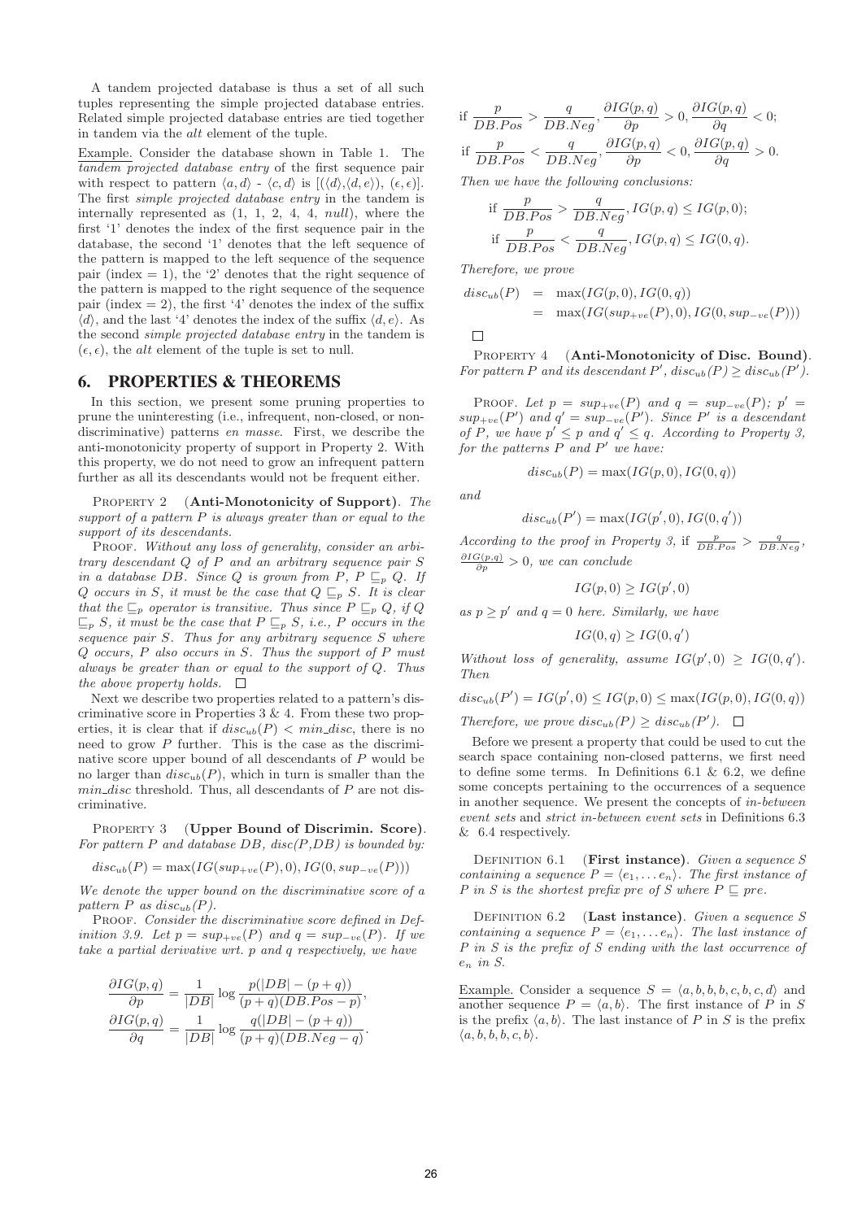A tandem projected database is thus a set of all such tuples representing the simple projected database entries. Related simple projected database entries are tied together in tandem via the *alt* element of the tuple.

Example. Consider the database shown in Table 1. The *tandem projected database entry* of the first sequence pair with respect to pattern $\langle a, d\rangle$ - $\langle c, d\rangle$ is $[(\langle d\rangle,\langle d, e\rangle), (\epsilon, \epsilon)]$. The first *simple projected database entry* in the tandem is internally represented as (1, 1, 2, 4, 4, *null*), where the first '1' denotes the index of the first sequence pair in the database, the second '1' denotes that the left sequence of the pattern is mapped to the left sequence of the sequence pair (index = 1), the '2' denotes that the right sequence of the pattern is mapped to the right sequence of the sequence pair (index = 2), the first '4' denotes the index of the suffix $\langle d\rangle$, and the last '4' denotes the index of the suffix $\langle d, e\rangle$. As the second *simple projected database entry* in the tandem is $(\epsilon, \epsilon)$, the *alt* element of the tuple is set to null.

## 6. PROPERTIES & THEOREMS

In this section, we present some pruning properties to prune the uninteresting (i.e., infrequent, non-closed, or non-discriminative) patterns *en masse*. First, we describe the anti-monotonicity property of support in Property 2. With this property, we do not need to grow an infrequent pattern further as all its descendants would not be frequent either.

PROPERTY 2 (**Anti-Monotonicity of Support**). *The support of a pattern P is always greater than or equal to the support of its descendants.*

PROOF. *Without any loss of generality, consider an arbitrary descendant Q of P and an arbitrary sequence pair S in a database DB. Since Q is grown from P, $P \sqsubseteq_p Q$. If Q occurs in S, it must be the case that $Q \sqsubseteq_p S$. It is clear that the $\sqsubseteq_p$ operator is transitive. Thus since $P \sqsubseteq_p Q$, if $Q \sqsubseteq_p S$, it must be the case that $P \sqsubseteq_p S$, i.e., P occurs in the sequence pair S. Thus for any arbitrary sequence S where Q occurs, P also occurs in S. Thus the support of P must always be greater than or equal to the support of Q. Thus the above property holds.* □

Next we describe two properties related to a pattern's discriminative score in Properties 3 & 4. From these two properties, it is clear that if $disc_{ub}(P) < min\_disc$, there is no need to grow $P$ further. This is the case as the discriminative score upper bound of all descendants of $P$ would be no larger than $disc_{ub}(P)$, which in turn is smaller than the $min\_disc$ threshold. Thus, all descendants of $P$ are not discriminative.

PROPERTY 3 (**Upper Bound of Discrimin. Score**). *For pattern P and database DB, disc(P,DB) is bounded by:*

$$disc_{ub}(P) = \max(IG(sup_{+ve}(P), 0), IG(0, sup_{-ve}(P)))$$

*We denote the upper bound on the discriminative score of a pattern P as $disc_{ub}(P)$.*

PROOF. *Consider the discriminative score defined in Definition 3.9. Let $p = sup_{+ve}(P)$ and $q = sup_{-ve}(P)$. If we take a partial derivative wrt. p and q respectively, we have*

$$\frac{\partial IG(p,q)}{\partial p} = \frac{1}{|DB|} \log \frac{p(|DB| - (p+q))}{(p+q)(DB.Pos - p)},$$

$$\frac{\partial IG(p,q)}{\partial q} = \frac{1}{|DB|} \log \frac{q(|DB| - (p+q))}{(p+q)(DB.Neg - q)}.$$

$$\text{if } \frac{p}{DB.Pos} > \frac{q}{DB.Neg}, \frac{\partial IG(p,q)}{\partial p} > 0, \frac{\partial IG(p,q)}{\partial q} < 0;$$

$$\text{if } \frac{p}{DB.Pos} < \frac{q}{DB.Neg}, \frac{\partial IG(p,q)}{\partial p} < 0, \frac{\partial IG(p,q)}{\partial q} > 0.$$

*Then we have the following conclusions:*

$$\text{if } \frac{p}{DB.Pos} > \frac{q}{DB.Neg}, IG(p,q) \leq IG(p,0);$$

$$\text{if } \frac{p}{DB.Pos} < \frac{q}{DB.Neg}, IG(p,q) \leq IG(0,q).$$

*Therefore, we prove*

$$\begin{aligned} disc_{ub}(P) &= \max(IG(p,0), IG(0,q)) \\ &= \max(IG(sup_{+ve}(P), 0), IG(0, sup_{-ve}(P))) \end{aligned}$$

□

PROPERTY 4 (**Anti-Monotonicity of Disc. Bound**). *For pattern P and its descendant P′, $disc_{ub}(P) \geq disc_{ub}(P')$.*

PROOF. *Let $p = sup_{+ve}(P)$ and $q = sup_{-ve}(P)$; $p' = sup_{+ve}(P')$ and $q' = sup_{-ve}(P')$. Since P′ is a descendant of P, we have $p' \leq p$ and $q' \leq q$. According to Property 3, for the patterns P and P′ we have:*

$$disc_{ub}(P) = \max(IG(p,0), IG(0,q))$$

*and*

$$disc_{ub}(P') = \max(IG(p',0), IG(0,q'))$$

*According to the proof in Property 3, if $\frac{p}{DB.Pos} > \frac{q}{DB.Neg}$, $\frac{\partial IG(p,q)}{\partial p} > 0$, we can conclude*

$$IG(p,0) \geq IG(p',0)$$

*as $p \geq p'$ and $q = 0$ here. Similarly, we have*

$$IG(0,q) \geq IG(0,q')$$

*Without loss of generality, assume $IG(p',0) \geq IG(0,q')$. Then*

$$disc_{ub}(P') = IG(p',0) \leq IG(p,0) \leq \max(IG(p,0), IG(0,q))$$

*Therefore, we prove $disc_{ub}(P) \geq disc_{ub}(P')$.* □

Before we present a property that could be used to cut the search space containing non-closed patterns, we first need to define some terms. In Definitions 6.1 & 6.2, we define some concepts pertaining to the occurrences of a sequence in another sequence. We present the concepts of *in-between event sets* and *strict in-between event sets* in Definitions 6.3 & 6.4 respectively.

DEFINITION 6.1 (**First instance**). *Given a sequence S containing a sequence $P = \langle e_1, \ldots e_n\rangle$. The first instance of P in S is the shortest prefix pre of S where $P \sqsubseteq pre$.*

DEFINITION 6.2 (**Last instance**). *Given a sequence S containing a sequence $P = \langle e_1, \ldots e_n\rangle$. The last instance of P in S is the prefix of S ending with the last occurrence of $e_n$ in S.*

Example. Consider a sequence $S = \langle a, b, b, b, c, b, c, d\rangle$ and another sequence $P = \langle a, b\rangle$. The first instance of $P$ in $S$ is the prefix $\langle a, b\rangle$. The last instance of $P$ in $S$ is the prefix $\langle a, b, b, b, c, b\rangle$.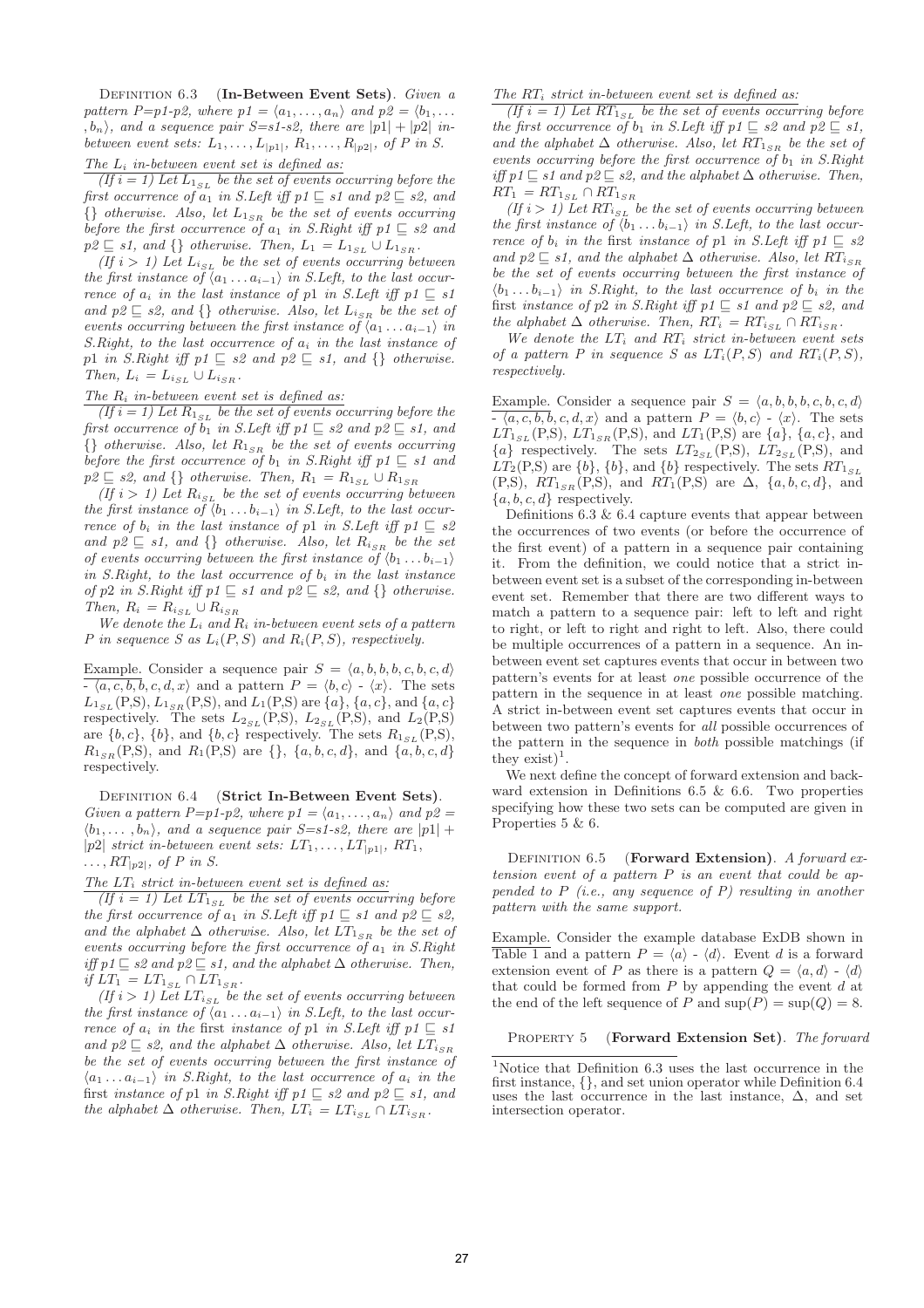Definition 6.3 (**In-Between Event Sets**). *Given a pattern P=p1-p2, where $p1 = \langle a_1, \ldots, a_n \rangle$ and $p2 = \langle b_1, \ldots, b_n \rangle$, and a sequence pair S=s1-s2, there are $|p1| + |p2|$ in-between event sets: $L_1, \ldots, L_{|p1|}$, $R_1, \ldots, R_{|p2|}$, of P in S.*

*The $L_i$ in-between event set is defined as:*

*(If i = 1) Let $L_{1_{SL}}$ be the set of events occurring before the first occurrence of $a_1$ in S.Left iff $p1 \sqsubseteq s1$ and $p2 \sqsubseteq s2$, and {} otherwise. Also, let $L_{1_{SR}}$ be the set of events occurring before the first occurrence of $a_1$ in S.Right iff $p1 \sqsubseteq s2$ and $p2 \sqsubseteq s1$, and {} otherwise. Then, $L_1 = L_{1_{SL}} \cup L_{1_{SR}}$.*

*(If i > 1) Let $L_{i_{SL}}$ be the set of events occurring between the first instance of $\langle a_1 \ldots a_{i-1} \rangle$ in S.Left, to the last occurrence of $a_i$ in the last instance of p1 in S.Left iff $p1 \sqsubseteq s1$ and $p2 \sqsubseteq s2$, and {} otherwise. Also, let $L_{i_{SR}}$ be the set of events occurring between the first instance of $\langle a_1 \ldots a_{i-1} \rangle$ in S.Right, to the last occurrence of $a_i$ in the last instance of p1 in S.Right iff $p1 \sqsubseteq s2$ and $p2 \sqsubseteq s1$, and {} otherwise. Then, $L_i = L_{i_{SL}} \cup L_{i_{SR}}$.*

*The $R_i$ in-between event set is defined as:*

*(If i = 1) Let $R_{1_{SL}}$ be the set of events occurring before the first occurrence of $b_1$ in S.Left iff $p1 \sqsubseteq s2$ and $p2 \sqsubseteq s1$, and {} otherwise. Also, let $R_{1_{SR}}$ be the set of events occurring before the first occurrence of $b_1$ in S.Right iff $p1 \sqsubseteq s1$ and $p2 \sqsubseteq s2$, and {} otherwise. Then, $R_1 = R_{1_{SL}} \cup R_{1_{SR}}$*

*(If i > 1) Let $R_{i_{SL}}$ be the set of events occurring between the first instance of $\langle b_1 \ldots b_{i-1} \rangle$ in S.Left, to the last occurrence of $b_i$ in the last instance of p1 in S.Left iff $p1 \sqsubseteq s2$ and $p2 \sqsubseteq s1$, and {} otherwise. Also, let $R_{i_{SR}}$ be the set of events occurring between the first instance of $\langle b_1 \ldots b_{i-1} \rangle$ in S.Right, to the last occurrence of $b_i$ in the last instance of p2 in S.Right iff $p1 \sqsubseteq s1$ and $p2 \sqsubseteq s2$, and {} otherwise. Then, $R_i = R_{i_{SL}} \cup R_{i_{SR}}$*

*We denote the $L_i$ and $R_i$ in-between event sets of a pattern P in sequence S as $L_i(P, S)$ and $R_i(P, S)$, respectively.*

Example. Consider a sequence pair $S = \langle a, b, b, b, c, b, c, d \rangle$ - $\langle a, c, b, b, c, d, x \rangle$ and a pattern $P = \langle b, c \rangle$ - $\langle x \rangle$. The sets $L_{1_{SL}}$(P,S), $L_{1_{SR}}$(P,S), and $L_1$(P,S) are $\{a\}$, $\{a, c\}$, and $\{a, c\}$ respectively. The sets $L_{2_{SL}}$(P,S), $L_{2_{SL}}$(P,S), and $L_2$(P,S) are $\{b, c\}$, $\{b\}$, and $\{b, c\}$ respectively. The sets $R_{1_{SL}}$(P,S), $R_{1_{SR}}$(P,S), and $R_1$(P,S) are {}, $\{a, b, c, d\}$, and $\{a, b, c, d\}$ respectively.

Definition 6.4 (**Strict In-Between Event Sets**). *Given a pattern P=p1-p2, where $p1 = \langle a_1, \ldots, a_n \rangle$ and $p2 = \langle b_1, \ldots, b_n \rangle$, and a sequence pair S=s1-s2, there are $|p1| + |p2|$ strict in-between event sets: $LT_1, \ldots, LT_{|p1|}$, $RT_1, \ldots, RT_{|p2|}$, of P in S.*

*The $LT_i$ strict in-between event set is defined as:*

*(If i = 1) Let $LT_{1_{SL}}$ be the set of events occurring before the first occurrence of $a_1$ in S.Left iff $p1 \sqsubseteq s1$ and $p2 \sqsubseteq s2$, and the alphabet $\Delta$ otherwise. Also, let $LT_{1_{SR}}$ be the set of events occurring before the first occurrence of $a_1$ in S.Right iff $p1 \sqsubseteq s2$ and $p2 \sqsubseteq s1$, and the alphabet $\Delta$ otherwise. Then, if $LT_1 = LT_{1_{SL}} \cap LT_{1_{SR}}$.*

*(If i > 1) Let $LT_{i_{SL}}$ be the set of events occurring between the first instance of $\langle a_1 \ldots a_{i-1} \rangle$ in S.Left, to the last occurrence of $a_i$ in the* first *instance of p1 in S.Left iff $p1 \sqsubseteq s1$ and $p2 \sqsubseteq s2$, and the alphabet $\Delta$ otherwise. Also, let $LT_{i_{SR}}$ be the set of events occurring between the first instance of $\langle a_1 \ldots a_{i-1} \rangle$ in S.Right, to the last occurrence of $a_i$ in the* first *instance of p1 in S.Right iff $p1 \sqsubseteq s2$ and $p2 \sqsubseteq s1$, and the alphabet $\Delta$ otherwise. Then, $LT_i = LT_{i_{SL}} \cap LT_{i_{SR}}$.*

*The $RT_i$ strict in-between event set is defined as:*

*(If i = 1) Let $RT_{1_{SL}}$ be the set of events occurring before the first occurrence of $b_1$ in S.Left iff $p1 \sqsubseteq s2$ and $p2 \sqsubseteq s1$, and the alphabet $\Delta$ otherwise. Also, let $RT_{1_{SR}}$ be the set of events occurring before the first occurrence of $b_1$ in S.Right iff $p1 \sqsubseteq s1$ and $p2 \sqsubseteq s2$, and the alphabet $\Delta$ otherwise. Then, $RT_1 = RT_{1_{SL}} \cap RT_{1_{SR}}$*

*(If i > 1) Let $RT_{i_{SL}}$ be the set of events occurring between the first instance of $\langle b_1 \ldots b_{i-1} \rangle$ in S.Left, to the last occurrence of $b_i$ in the* first *instance of p1 in S.Left iff $p1 \sqsubseteq s2$ and $p2 \sqsubseteq s1$, and the alphabet $\Delta$ otherwise. Also, let $RT_{i_{SR}}$ be the set of events occurring between the first instance of $\langle b_1 \ldots b_{i-1} \rangle$ in S.Right, to the last occurrence of $b_i$ in the* first *instance of p2 in S.Right iff $p1 \sqsubseteq s1$ and $p2 \sqsubseteq s2$, and the alphabet $\Delta$ otherwise. Then, $RT_i = RT_{i_{SL}} \cap RT_{i_{SR}}$.*

*We denote the $LT_i$ and $RT_i$ strict in-between event sets of a pattern P in sequence S as $LT_i(P, S)$ and $RT_i(P, S)$, respectively.*

Example. Consider a sequence pair $S = \langle a, b, b, b, c, b, c, d \rangle$ - $\langle a, c, b, b, c, d, x \rangle$ and a pattern $P = \langle b, c \rangle$ - $\langle x \rangle$. The sets $LT_{1_{SL}}$(P,S), $LT_{1_{SR}}$(P,S), and $LT_1$(P,S) are $\{a\}$, $\{a, c\}$, and $\{a\}$ respectively. The sets $LT_{2_{SL}}$(P,S), $LT_{2_{SL}}$(P,S), and $LT_2$(P,S) are $\{b\}$, $\{b\}$, and $\{b\}$ respectively. The sets $RT_{1_{SL}}$ (P,S), $RT_{1_{SR}}$(P,S), and $RT_1$(P,S) are $\Delta$, $\{a, b, c, d\}$, and $\{a, b, c, d\}$ respectively.

Definitions 6.3 & 6.4 capture events that appear between the occurrences of two events (or before the occurrence of the first event) of a pattern in a sequence pair containing it. From the definition, we could notice that a strict in-between event set is a subset of the corresponding in-between event set. Remember that there are two different ways to match a pattern to a sequence pair: left to left and right to right, or left to right and right to left. Also, there could be multiple occurrences of a pattern in a sequence. An in-between event set captures events that occur in between two pattern's events for at least *one* possible occurrence of the pattern in the sequence in at least *one* possible matching. A strict in-between event set captures events that occur in between two pattern's events for *all* possible occurrences of the pattern in the sequence in *both* possible matchings (if they exist)[1].

We next define the concept of forward extension and backward extension in Definitions 6.5 & 6.6. Two properties specifying how these two sets can be computed are given in Properties 5 & 6.

Definition 6.5 (**Forward Extension**). *A forward extension event of a pattern P is an event that could be appended to P (i.e., any sequence of P) resulting in another pattern with the same support.*

Example. Consider the example database ExDB shown in Table 1 and a pattern $P = \langle a \rangle$ - $\langle d \rangle$. Event $d$ is a forward extension event of P as there is a pattern $Q = \langle a, d \rangle$ - $\langle d \rangle$ that could be formed from P by appending the event $d$ at the end of the left sequence of P and $\sup(P) = \sup(Q) = 8$.

Property 5 (**Forward Extension Set**). *The forward*

[1]Notice that Definition 6.3 uses the last occurrence in the first instance, {}, and set union operator while Definition 6.4 uses the last occurrence in the last instance, $\Delta$, and set intersection operator.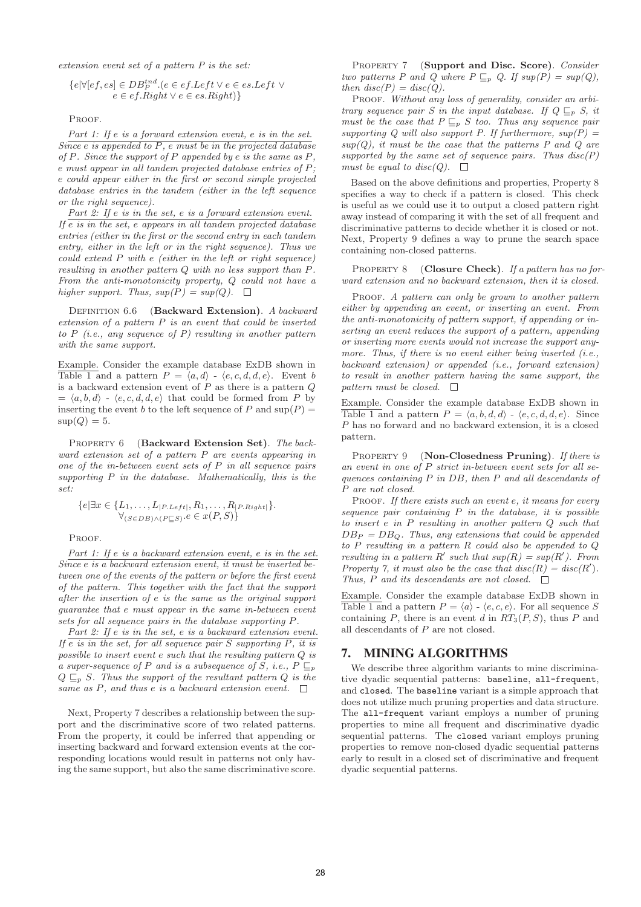*extension event set of a pattern P is the set:*

$$\{e|\forall[ef, es] \in DB_P^{tnd}.(e \in ef.Left \vee e \in es.Left \vee e \in ef.Right \vee e \in es.Right)\}$$

PROOF.

*Part 1: If e is a forward extension event, e is in the set.* *Since e is appended to P, e must be in the projected database of P. Since the support of P appended by e is the same as P, e must appear in all tandem projected database entries of P; e could appear either in the first or second simple projected database entries in the tandem (either in the left sequence or the right sequence).*

*Part 2: If e is in the set, e is a forward extension event.* *If e is in the set, e appears in all tandem projected database entries (either in the first or the second entry in each tandem entry, either in the left or in the right sequence). Thus we could extend P with e (either in the left or right sequence) resulting in another pattern Q with no less support than P. From the anti-monotonicity property, Q could not have a higher support. Thus, sup(P) = sup(Q).* □

DEFINITION 6.6 (**Backward Extension**). *A backward extension of a pattern P is an event that could be inserted to P (i.e., any sequence of P) resulting in another pattern with the same support.*

Example. Consider the example database ExDB shown in Table 1 and a pattern $P = \langle a, d\rangle$ - $\langle e, c, d, d, e\rangle$. Event $b$ is a backward extension event of $P$ as there is a pattern $Q = \langle a, b, d\rangle$ - $\langle e, c, d, d, e\rangle$ that could be formed from $P$ by inserting the event $b$ to the left sequence of $P$ and $\sup(P) = \sup(Q) = 5$.

PROPERTY 6 (**Backward Extension Set**). *The backward extension set of a pattern P are events appearing in one of the in-between event sets of P in all sequence pairs supporting P in the database. Mathematically, this is the set:*

$$\{e|\exists x \in \{L_1, \ldots, L_{|P.Left|}, R_1, \ldots, R_{|P.Right|}\}. \forall_{(S\in DB)\wedge(P\sqsubseteq S)}.e \in x(P, S)\}$$

PROOF.

*Part 1: If e is a backward extension event, e is in the set.* *Since e is a backward extension event, it must be inserted between one of the events of the pattern or before the first event of the pattern. This together with the fact that the support after the insertion of e is the same as the original support guarantee that e must appear in the same in-between event sets for all sequence pairs in the database supporting P.*

*Part 2: If e is in the set, e is a backward extension event.* *If e is in the set, for all sequence pair S supporting P, it is possible to insert event e such that the resulting pattern Q is a super-sequence of P and is a subsequence of S, i.e., $P \sqsubseteq_p Q \sqsubseteq_p S$. Thus the support of the resultant pattern Q is the same as P, and thus e is a backward extension event.* □

Next, Property 7 describes a relationship between the support and the discriminative score of two related patterns. From the property, it could be inferred that appending or inserting backward and forward extension events at the corresponding locations would result in patterns not only having the same support, but also the same discriminative score.

PROPERTY 7 (**Support and Disc. Score**). *Consider two patterns P and Q where $P \sqsubseteq_p Q$. If sup(P) = sup(Q), then disc(P) = disc(Q).*

PROOF. *Without any loss of generality, consider an arbitrary sequence pair S in the input database. If $Q \sqsubseteq_p S$, it must be the case that $P \sqsubseteq_p S$ too. Thus any sequence pair supporting Q will also support P. If furthermore, sup(P) = sup(Q), it must be the case that the patterns P and Q are supported by the same set of sequence pairs. Thus disc(P) must be equal to disc(Q).* □

Based on the above definitions and properties, Property 8 specifies a way to check if a pattern is closed. This check is useful as we could use it to output a closed pattern right away instead of comparing it with the set of all frequent and discriminative patterns to decide whether it is closed or not. Next, Property 9 defines a way to prune the search space containing non-closed patterns.

PROPERTY 8 (**Closure Check**). *If a pattern has no forward extension and no backward extension, then it is closed.*

PROOF. *A pattern can only be grown to another pattern either by appending an event, or inserting an event. From the anti-monotonicity of pattern support, if appending or inserting an event reduces the support of a pattern, appending or inserting more events would not increase the support anymore. Thus, if there is no event either being inserted (i.e., backward extension) or appended (i.e., forward extension) to result in another pattern having the same support, the pattern must be closed.* □

Example. Consider the example database ExDB shown in Table 1 and a pattern $P = \langle a, b, d, d\rangle$ - $\langle e, c, d, d, e\rangle$. Since $P$ has no forward and no backward extension, it is a closed pattern.

PROPERTY 9 (**Non-Closedness Pruning**). *If there is an event in one of P strict in-between event sets for all sequences containing P in DB, then P and all descendants of P are not closed.*

PROOF. *If there exists such an event e, it means for every sequence pair containing P in the database, it is possible to insert e in P resulting in another pattern Q such that $DB_P = DB_Q$. Thus, any extensions that could be appended to P resulting in a pattern R could also be appended to Q resulting in a pattern R′ such that sup(R) = sup(R′). From Property 7, it must also be the case that disc(R) = disc(R′). Thus, P and its descendants are not closed.* □

Example. Consider the example database ExDB shown in Table 1 and a pattern $P = \langle a\rangle$ - $\langle e, c, e\rangle$. For all sequence $S$ containing $P$, there is an event $d$ in $RT_3(P, S)$, thus $P$ and all descendants of $P$ are not closed.

# 7. MINING ALGORITHMS

We describe three algorithm variants to mine discriminative dyadic sequential patterns: `baseline`, `all-frequent`, and `closed`. The `baseline` variant is a simple approach that does not utilize much pruning properties and data structure. The `all-frequent` variant employs a number of pruning properties to mine all frequent and discriminative dyadic sequential patterns. The `closed` variant employs pruning properties to remove non-closed dyadic sequential patterns early to result in a closed set of discriminative and frequent dyadic sequential patterns.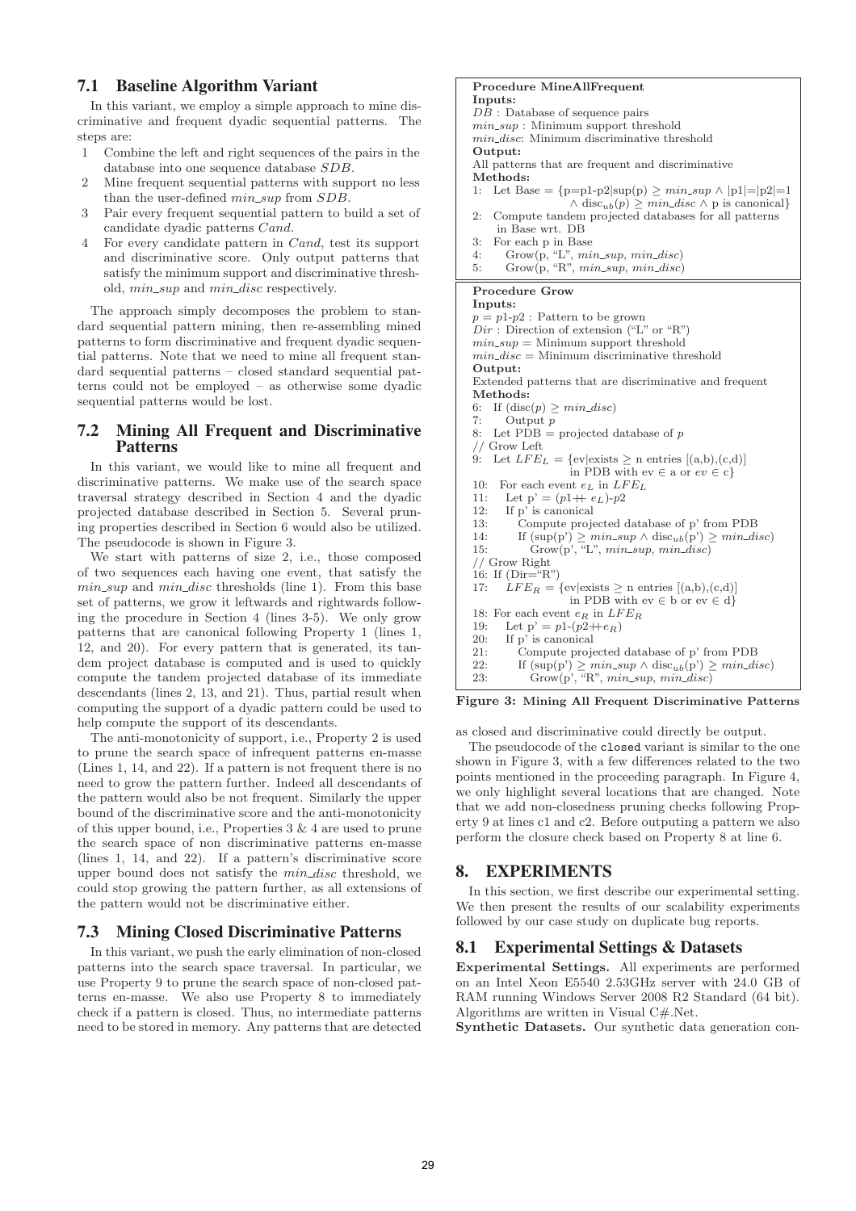### 7.1 Baseline Algorithm Variant

In this variant, we employ a simple approach to mine discriminative and frequent dyadic sequential patterns. The steps are:

1. Combine the left and right sequences of the pairs in the database into one sequence database $SDB$.
2. Mine frequent sequential patterns with support no less than the user-defined $min\_sup$ from $SDB$.
3. Pair every frequent sequential pattern to build a set of candidate dyadic patterns $Cand$.
4. For every candidate pattern in $Cand$, test its support and discriminative score. Only output patterns that satisfy the minimum support and discriminative threshold, $min\_sup$ and $min\_disc$ respectively.

The approach simply decomposes the problem to standard sequential pattern mining, then re-assembling mined patterns to form discriminative and frequent dyadic sequential patterns. Note that we need to mine all frequent standard sequential patterns – closed standard sequential patterns could not be employed – as otherwise some dyadic sequential patterns would be lost.

### 7.2 Mining All Frequent and Discriminative Patterns

In this variant, we would like to mine all frequent and discriminative patterns. We make use of the search space traversal strategy described in Section 4 and the dyadic projected database described in Section 5. Several pruning properties described in Section 6 would also be utilized. The pseudocode is shown in Figure 3.

We start with patterns of size 2, i.e., those composed of two sequences each having one event, that satisfy the $min\_sup$ and $min\_disc$ thresholds (line 1). From this base set of patterns, we grow it leftwards and rightwards following the procedure in Section 4 (lines 3-5). We only grow patterns that are canonical following Property 1 (lines 1, 12, and 20). For every pattern that is generated, its tandem project database is computed and is used to quickly compute the tandem projected database of its immediate descendants (lines 2, 13, and 21). Thus, partial result when computing the support of a dyadic pattern could be used to help compute the support of its descendants.

The anti-monotonicity of support, i.e., Property 2 is used to prune the search space of infrequent patterns en-masse (Lines 1, 14, and 22). If a pattern is not frequent there is no need to grow the pattern further. Indeed all descendants of the pattern would also be not frequent. Similarly the upper bound of the discriminative score and the anti-monotonicity of this upper bound, i.e., Properties 3 & 4 are used to prune the search space of non discriminative patterns en-masse (lines 1, 14, and 22). If a pattern's discriminative score upper bound does not satisfy the $min\_disc$ threshold, we could stop growing the pattern further, as all extensions of the pattern would not be discriminative either.

### 7.3 Mining Closed Discriminative Patterns

In this variant, we push the early elimination of non-closed patterns into the search space traversal. In particular, we use Property 9 to prune the search space of non-closed patterns en-masse. We also use Property 8 to immediately check if a pattern is closed. Thus, no intermediate patterns need to be stored in memory. Any patterns that are detected as closed and discriminative could directly be output.

```
Procedure MineAllFrequent
Inputs:
DB : Database of sequence pairs
min_sup : Minimum support threshold
min_disc: Minimum discriminative threshold
Output:
All patterns that are frequent and discriminative
Methods:
1:  Let Base = {p=p1-p2|sup(p) ≥ min_sup ∧ |p1|=|p2|=1
                ∧ disc_ub(p) ≥ min_disc ∧ p is canonical}
2:  Compute tandem projected databases for all patterns
    in Base wrt. DB
3:  For each p in Base
4:     Grow(p, "L", min_sup, min_disc)
5:     Grow(p, "R", min_sup, min_disc)

Procedure Grow
Inputs:
p = p1-p2 : Pattern to be grown
Dir : Direction of extension ("L" or "R")
min_sup = Minimum support threshold
min_disc = Minimum discriminative threshold
Output:
Extended patterns that are discriminative and frequent
Methods:
6:  If (disc(p) ≥ min_disc)
7:     Output p
8:  Let PDB = projected database of p
// Grow Left
9:  Let LFE_L = {ev|exists ≥ n entries [(a,b),(c,d)]
                 in PDB with ev ∈ a or ev ∈ c}
10:  For each event e_L in LFE_L
11:     Let p' = (p1++ e_L)-p2
12:     If p' is canonical
13:        Compute projected database of p' from PDB
14:        If (sup(p') ≥ min_sup ∧ disc_ub(p') ≥ min_disc)
15:           Grow(p', "L", min_sup, min_disc)
// Grow Right
16: If (Dir="R")
17:     LFE_R = {ev|exists ≥ n entries [(a,b),(c,d)]
                 in PDB with ev ∈ b or ev ∈ d}
18: For each event e_R in LFE_R
19:     Let p' = p1-(p2++e_R)
20:     If p' is canonical
21:        Compute projected database of p' from PDB
22:        If (sup(p') ≥ min_sup ∧ disc_ub(p') ≥ min_disc)
23:           Grow(p', "R", min_sup, min_disc)
```

**Figure 3: Mining All Frequent Discriminative Patterns**

The pseudocode of the `closed` variant is similar to the one shown in Figure 3, with a few differences related to the two points mentioned in the proceeding paragraph. In Figure 4, we only highlight several locations that are changed. Note that we add non-closedness pruning checks following Property 9 at lines c1 and c2. Before outputting a pattern we also perform the closure check based on Property 8 at line 6.

## 8. EXPERIMENTS

In this section, we first describe our experimental setting. We then present the results of our scalability experiments followed by our case study on duplicate bug reports.

### 8.1 Experimental Settings & Datasets

**Experimental Settings.** All experiments are performed on an Intel Xeon E5540 2.53GHz server with 24.0 GB of RAM running Windows Server 2008 R2 Standard (64 bit). Algorithms are written in Visual C#.Net.

**Synthetic Datasets.** Our synthetic data generation con-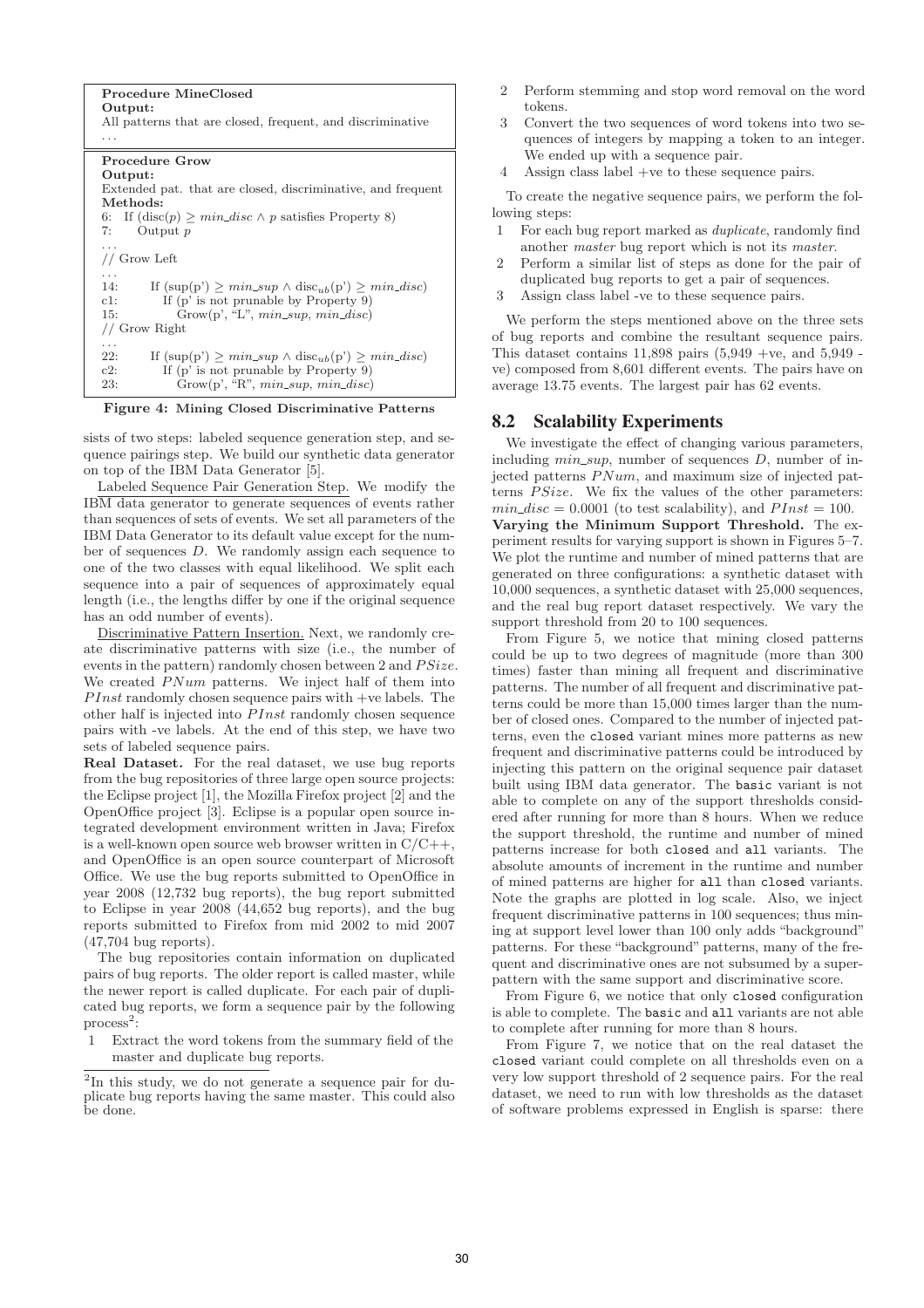```
Procedure MineClosed
Output:
All patterns that are closed, frequent, and discriminative
...
```

```
Procedure Grow
Output:
Extended pat. that are closed, discriminative, and frequent
Methods:
6:  If (disc(p) ≥ min_disc ∧ p satisfies Property 8)
7:      Output p
...
// Grow Left
...
14:     If (sup(p') ≥ min_sup ∧ disc_ub(p') ≥ min_disc)
c1:         If (p' is not prunable by Property 9)
15:             Grow(p', "L", min_sup, min_disc)
// Grow Right
...
22:     If (sup(p') ≥ min_sup ∧ disc_ub(p') ≥ min_disc)
c2:         If (p' is not prunable by Property 9)
23:             Grow(p', "R", min_sup, min_disc)
```

**Figure 4: Mining Closed Discriminative Patterns**

sists of two steps: labeled sequence generation step, and sequence pairings step. We build our synthetic data generator on top of the IBM Data Generator [5].

Labeled Sequence Pair Generation Step. We modify the IBM data generator to generate sequences of events rather than sequences of sets of events. We set all parameters of the IBM Data Generator to its default value except for the number of sequences $D$. We randomly assign each sequence to one of the two classes with equal likelihood. We split each sequence into a pair of sequences of approximately equal length (i.e., the lengths differ by one if the original sequence has an odd number of events).

Discriminative Pattern Insertion. Next, we randomly create discriminative patterns with size (i.e., the number of events in the pattern) randomly chosen between 2 and $PSize$. We created $PNum$ patterns. We inject half of them into $PInst$ randomly chosen sequence pairs with +ve labels. The other half is injected into $PInst$ randomly chosen sequence pairs with -ve labels. At the end of this step, we have two sets of labeled sequence pairs.

**Real Dataset.** For the real dataset, we use bug reports from the bug repositories of three large open source projects: the Eclipse project [1], the Mozilla Firefox project [2] and the OpenOffice project [3]. Eclipse is a popular open source integrated development environment written in Java; Firefox is a well-known open source web browser written in C/C++, and OpenOffice is an open source counterpart of Microsoft Office. We use the bug reports submitted to OpenOffice in year 2008 (12,732 bug reports), the bug report submitted to Eclipse in year 2008 (44,652 bug reports), and the bug reports submitted to Firefox from mid 2002 to mid 2007 (47,704 bug reports).

The bug repositories contain information on duplicated pairs of bug reports. The older report is called master, while the newer report is called duplicate. For each pair of duplicated bug reports, we form a sequence pair by the following process[2]:

1. Extract the word tokens from the summary field of the master and duplicate bug reports.
2. Perform stemming and stop word removal on the word tokens.
3. Convert the two sequences of word tokens into two sequences of integers by mapping a token to an integer. We ended up with a sequence pair.
4. Assign class label +ve to these sequence pairs.

[2] In this study, we do not generate a sequence pair for duplicate bug reports having the same master. This could also be done.

To create the negative sequence pairs, we perform the following steps:

1. For each bug report marked as *duplicate*, randomly find another *master* bug report which is not its *master*.
2. Perform a similar list of steps as done for the pair of duplicated bug reports to get a pair of sequences.
3. Assign class label -ve to these sequence pairs.

We perform the steps mentioned above on the three sets of bug reports and combine the resultant sequence pairs. This dataset contains 11,898 pairs (5,949 +ve, and 5,949 -ve) composed from 8,601 different events. The pairs have on average 13.75 events. The largest pair has 62 events.

## 8.2 Scalability Experiments

We investigate the effect of changing various parameters, including $min\_sup$, number of sequences $D$, number of injected patterns $PNum$, and maximum size of injected patterns $PSize$. We fix the values of the other parameters: $min\_disc = 0.0001$ (to test scalability), and $PInst = 100$.

**Varying the Minimum Support Threshold.** The experiment results for varying support is shown in Figures 5–7. We plot the runtime and number of mined patterns that are generated on three configurations: a synthetic dataset with 10,000 sequences, a synthetic dataset with 25,000 sequences, and the real bug report dataset respectively. We vary the support threshold from 20 to 100 sequences.

From Figure 5, we notice that mining closed patterns could be up to two degrees of magnitude (more than 300 times) faster than mining all frequent and discriminative patterns. The number of all frequent and discriminative patterns could be more than 15,000 times larger than the number of closed ones. Compared to the number of injected patterns, even the `closed` variant mines more patterns as new frequent and discriminative patterns could be introduced by injecting this pattern on the original sequence pair dataset built using IBM data generator. The `basic` variant is not able to complete on any of the support thresholds considered after running for more than 8 hours. When we reduce the support threshold, the runtime and number of mined patterns increase for both `closed` and `all` variants. The absolute amounts of increment in the runtime and number of mined patterns are higher for `all` than `closed` variants. Note the graphs are plotted in log scale. Also, we inject frequent discriminative patterns in 100 sequences; thus mining at support level lower than 100 only adds "background" patterns. For these "background" patterns, many of the frequent and discriminative ones are not subsumed by a superpattern with the same support and discriminative score.

From Figure 6, we notice that only `closed` configuration is able to complete. The `basic` and `all` variants are not able to complete after running for more than 8 hours.

From Figure 7, we notice that on the real dataset the `closed` variant could complete on all thresholds even on a very low support threshold of 2 sequence pairs. For the real dataset, we need to run with low thresholds as the dataset of software problems expressed in English is sparse: there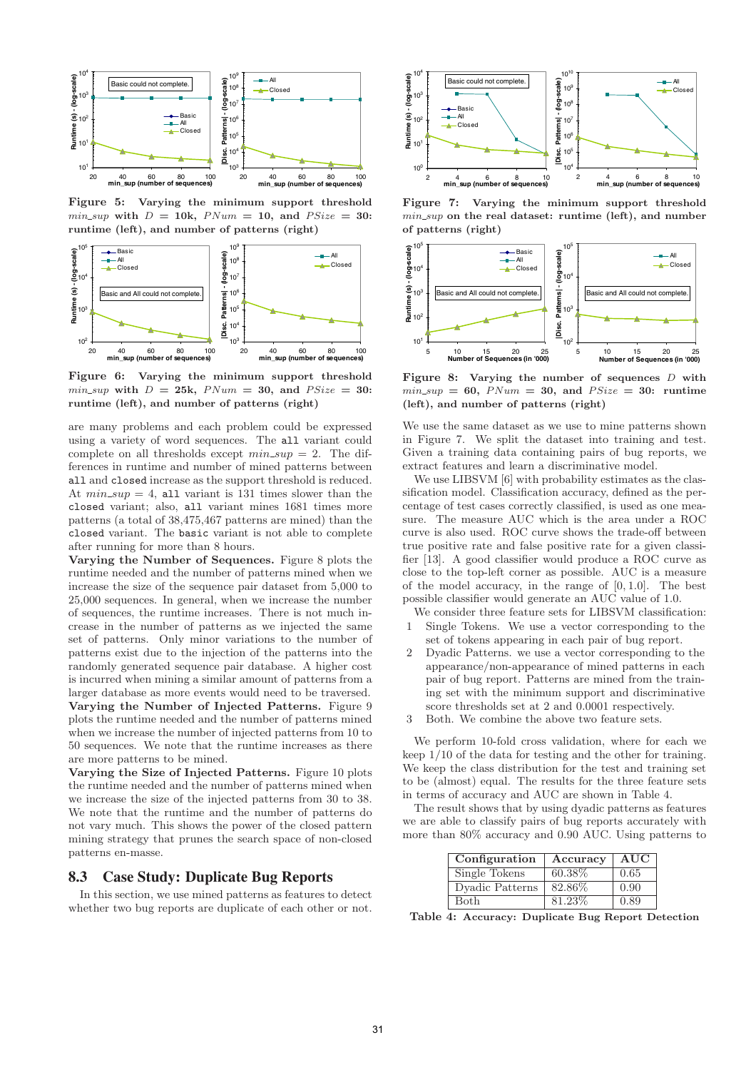Figure 5: Varying the minimum support threshold $min\_sup$ with $D = 10k$, $PNum = 10$, and $PSize = 30$: runtime (left), and number of patterns (right)

Figure 6: Varying the minimum support threshold $min\_sup$ with $D = 25k$, $PNum = 30$, and $PSize = 30$: runtime (left), and number of patterns (right)

are many problems and each problem could be expressed using a variety of word sequences. The `all` variant could complete on all thresholds except $min\_sup = 2$. The differences in runtime and number of mined patterns between `all` and `closed` increase as the support threshold is reduced. At $min\_sup = 4$, `all` variant is 131 times slower than the `closed` variant; also, `all` variant mines 1681 times more patterns (a total of 38,475,467 patterns are mined) than the `closed` variant. The `basic` variant is not able to complete after running for more than 8 hours.

**Varying the Number of Sequences.** Figure 8 plots the runtime needed and the number of patterns mined when we increase the size of the sequence pair dataset from 5,000 to 25,000 sequences. In general, when we increase the number of sequences, the runtime increases. There is not much increase in the number of patterns as we injected the same set of patterns. Only minor variations to the number of patterns exist due to the injection of the patterns into the randomly generated sequence pair database. A higher cost is incurred when mining a similar amount of patterns from a larger database as more events would need to be traversed.

**Varying the Number of Injected Patterns.** Figure 9 plots the runtime needed and the number of patterns mined when we increase the number of injected patterns from 10 to 50 sequences. We note that the runtime increases as there are more patterns to be mined.

**Varying the Size of Injected Patterns.** Figure 10 plots the runtime needed and the number of patterns mined when we increase the size of the injected patterns from 30 to 38. We note that the runtime and the number of patterns do not vary much. This shows the power of the closed pattern mining strategy that prunes the search space of non-closed patterns en-masse.

## 8.3 Case Study: Duplicate Bug Reports

In this section, we use mined patterns as features to detect whether two bug reports are duplicate of each other or not.

Figure 7: Varying the minimum support threshold $min\_sup$ on the real dataset: runtime (left), and number of patterns (right)

Figure 8: Varying the number of sequences $D$ with $min\_sup = 60$, $PNum = 30$, and $PSize = 30$: runtime (left), and number of patterns (right)

We use the same dataset as we use to mine patterns shown in Figure 7. We split the dataset into training and test. Given a training data containing pairs of bug reports, we extract features and learn a discriminative model.

We use LIBSVM [6] with probability estimates as the classification model. Classification accuracy, defined as the percentage of test cases correctly classified, is used as one measure. The measure AUC which is the area under a ROC curve is also used. ROC curve shows the trade-off between true positive rate and false positive rate for a given classifier [13]. A good classifier would produce a ROC curve as close to the top-left corner as possible. AUC is a measure of the model accuracy, in the range of [0, 1.0]. The best possible classifier would generate an AUC value of 1.0.

We consider three feature sets for LIBSVM classification:

1. Single Tokens. We use a vector corresponding to the set of tokens appearing in each pair of bug report.
2. Dyadic Patterns. we use a vector corresponding to the appearance/non-appearance of mined patterns in each pair of bug report. Patterns are mined from the training set with the minimum support and discriminative score thresholds set at 2 and 0.0001 respectively.
3. Both. We combine the above two feature sets.

We perform 10-fold cross validation, where for each we keep 1/10 of the data for testing and the other for training. We keep the class distribution for the test and training set to be (almost) equal. The results for the three feature sets in terms of accuracy and AUC are shown in Table 4.

The result shows that by using dyadic patterns as features we are able to classify pairs of bug reports accurately with more than 80% accuracy and 0.90 AUC. Using patterns to

| Configuration | Accuracy | AUC |
|---|---|---|
| Single Tokens | 60.38% | 0.65 |
| Dyadic Patterns | 82.86% | 0.90 |
| Both | 81.23% | 0.89 |

Table 4: Accuracy: Duplicate Bug Report Detection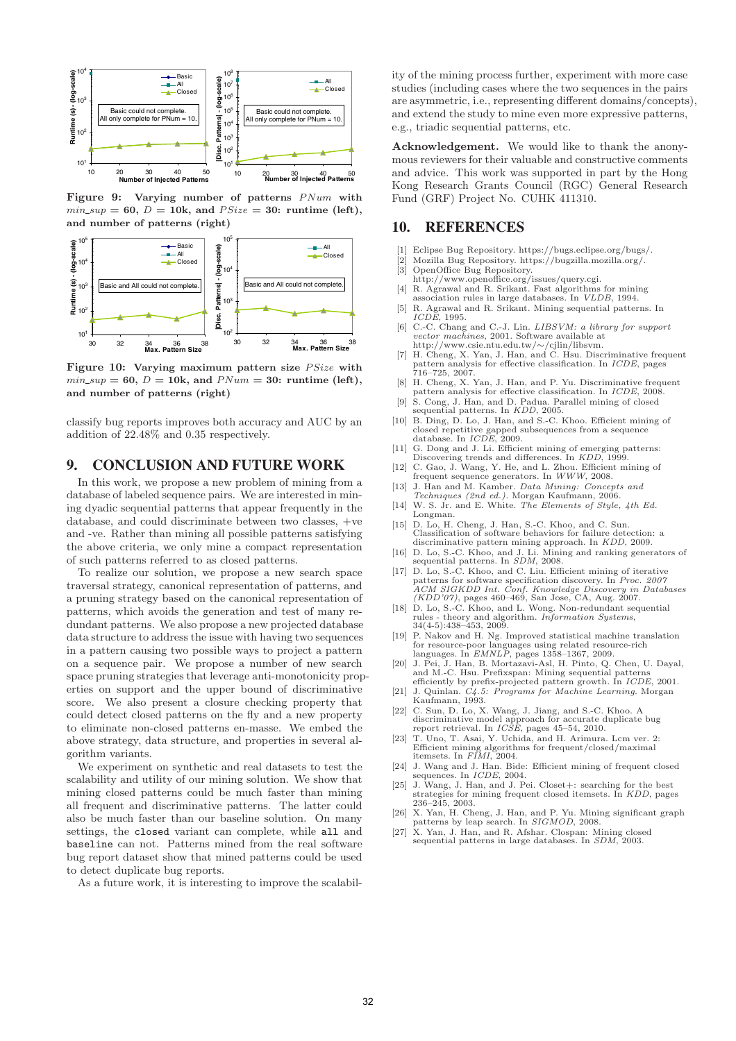Runtime (s) - (log-scale)
Basic
All
Closed
Basic could not complete.
All only complete for PNum = 10.
Number of Injected Patterns

|Disc. Patterns| - (log-scale)
All
Closed
Basic could not complete.
All only complete for PNum = 10.
Number of Injected Patterns

**Figure 9: Varying number of patterns** $PNum$ **with** $min\_sup = 60$**,** $D = 10k$**, and** $PSize = 30$**: runtime (left), and number of patterns (right)**

Runtime (s) - (log-scale)
Basic
All
Closed
Basic and All could not complete.
Max. Pattern Size

|Disc. Patterns| - (log-scale)
All
Closed
Basic and All could not complete.
Max. Pattern Size

**Figure 10: Varying maximum pattern size** $PSize$ **with** $min\_sup = 60$**,** $D = 10k$**, and** $PNum = 30$**: runtime (left), and number of patterns (right)**

classify bug reports improves both accuracy and AUC by an addition of 22.48% and 0.35 respectively.

## 9. CONCLUSION AND FUTURE WORK

In this work, we propose a new problem of mining from a database of labeled sequence pairs. We are interested in mining dyadic sequential patterns that appear frequently in the database, and could discriminate between two classes, +ve and -ve. Rather than mining all possible patterns satisfying the above criteria, we only mine a compact representation of such patterns referred to as closed patterns.

To realize our solution, we propose a new search space traversal strategy, canonical representation of patterns, and a pruning strategy based on the canonical representation of patterns, which avoids the generation and test of many redundant patterns. We also propose a new projected database data structure to address the issue with having two sequences in a pattern causing two possible ways to project a pattern on a sequence pair. We propose a number of new search space pruning strategies that leverage anti-monotonicity properties on support and the upper bound of discriminative score. We also present a closure checking property that could detect closed patterns on the fly and a new property to eliminate non-closed patterns en-masse. We embed the above strategy, data structure, and properties in several algorithm variants.

We experiment on synthetic and real datasets to test the scalability and utility of our mining solution. We show that mining closed patterns could be much faster than mining all frequent and discriminative patterns. The latter could also be much faster than our baseline solution. On many settings, the `closed` variant can complete, while `all` and `baseline` can not. Patterns mined from the real software bug report dataset show that mined patterns could be used to detect duplicate bug reports.

As a future work, it is interesting to improve the scalability of the mining process further, experiment with more case studies (including cases where the two sequences in the pairs are asymmetric, i.e., representing different domains/concepts), and extend the study to mine even more expressive patterns, e.g., triadic sequential patterns, etc.

**Acknowledgement.** We would like to thank the anonymous reviewers for their valuable and constructive comments and advice. This work was supported in part by the Hong Kong Research Grants Council (RGC) General Research Fund (GRF) Project No. CUHK 411310.

## 10. REFERENCES

[1] Eclipse Bug Repository. https://bugs.eclipse.org/bugs/.

[2] Mozilla Bug Repository. https://bugzilla.mozilla.org/.

[3] OpenOffice Bug Repository. http://www.openoffice.org/issues/query.cgi.

[4] R. Agrawal and R. Srikant. Fast algorithms for mining association rules in large databases. In *VLDB*, 1994.

[5] R. Agrawal and R. Srikant. Mining sequential patterns. In *ICDE*, 1995.

[6] C.-C. Chang and C.-J. Lin. *LIBSVM: a library for support vector machines*, 2001. Software available at http://www.csie.ntu.edu.tw/∼cjlin/libsvm.

[7] H. Cheng, X. Yan, J. Han, and C. Hsu. Discriminative frequent pattern analysis for effective classification. In *ICDE*, pages 716–725, 2007.

[8] H. Cheng, X. Yan, J. Han, and P. Yu. Discriminative frequent pattern analysis for effective classification. In *ICDE*, 2008.

[9] S. Cong, J. Han, and D. Padua. Parallel mining of closed sequential patterns. In *KDD*, 2005.

[10] B. Ding, D. Lo, J. Han, and S.-C. Khoo. Efficient mining of closed repetitive gapped subsequences from a sequence database. In *ICDE*, 2009.

[11] G. Dong and J. Li. Efficient mining of emerging patterns: Discovering trends and differences. In *KDD*, 1999.

[12] C. Gao, J. Wang, Y. He, and L. Zhou. Efficient mining of frequent sequence generators. In *WWW*, 2008.

[13] J. Han and M. Kamber. *Data Mining: Concepts and Techniques (2nd ed.)*. Morgan Kaufmann, 2006.

[14] W. S. Jr. and E. White. *The Elements of Style, 4th Ed.* Longman.

[15] D. Lo, H. Cheng, J. Han, S.-C. Khoo, and C. Sun. Classification of software behaviors for failure detection: a discriminative pattern mining approach. In *KDD*, 2009.

[16] D. Lo, S.-C. Khoo, and J. Li. Mining and ranking generators of sequential patterns. In *SDM*, 2008.

[17] D. Lo, S.-C. Khoo, and C. Liu. Efficient mining of iterative patterns for software specification discovery. In *Proc. 2007 ACM SIGKDD Int. Conf. Knowledge Discovery in Databases (KDD'07)*, pages 460–469, San Jose, CA, Aug. 2007.

[18] D. Lo, S.-C. Khoo, and L. Wong. Non-redundant sequential rules - theory and algorithm. *Information Systems*, 34(4-5):438–453, 2009.

[19] P. Nakov and H. Ng. Improved statistical machine translation for resource-poor languages using related resource-rich languages. In *EMNLP*, pages 1358–1367, 2009.

[20] J. Pei, J. Han, B. Mortazavi-Asl, H. Pinto, Q. Chen, U. Dayal, and M.-C. Hsu. Prefixspan: Mining sequential patterns efficiently by prefix-projected pattern growth. In *ICDE*, 2001.

[21] J. Quinlan. *C4.5: Programs for Machine Learning*. Morgan Kaufmann, 1993.

[22] C. Sun, D. Lo, X. Wang, J. Jiang, and S.-C. Khoo. A discriminative model approach for accurate duplicate bug report retrieval. In *ICSE*, pages 45–54, 2010.

[23] T. Uno, T. Asai, Y. Uchida, and H. Arimura. Lcm ver. 2: Efficient mining algorithms for frequent/closed/maximal itemsets. In *FIMI*, 2004.

[24] J. Wang and J. Han. Bide: Efficient mining of frequent closed sequences. In *ICDE*, 2004.

[25] J. Wang, J. Han, and J. Pei. Closet+: searching for the best strategies for mining frequent closed itemsets. In *KDD*, pages 236–245, 2003.

[26] X. Yan, H. Cheng, J. Han, and P. Yu. Mining significant graph patterns by leap search. In *SIGMOD*, 2008.

[27] X. Yan, J. Han, and R. Afshar. Clospan: Mining closed sequential patterns in large databases. In *SDM*, 2003.